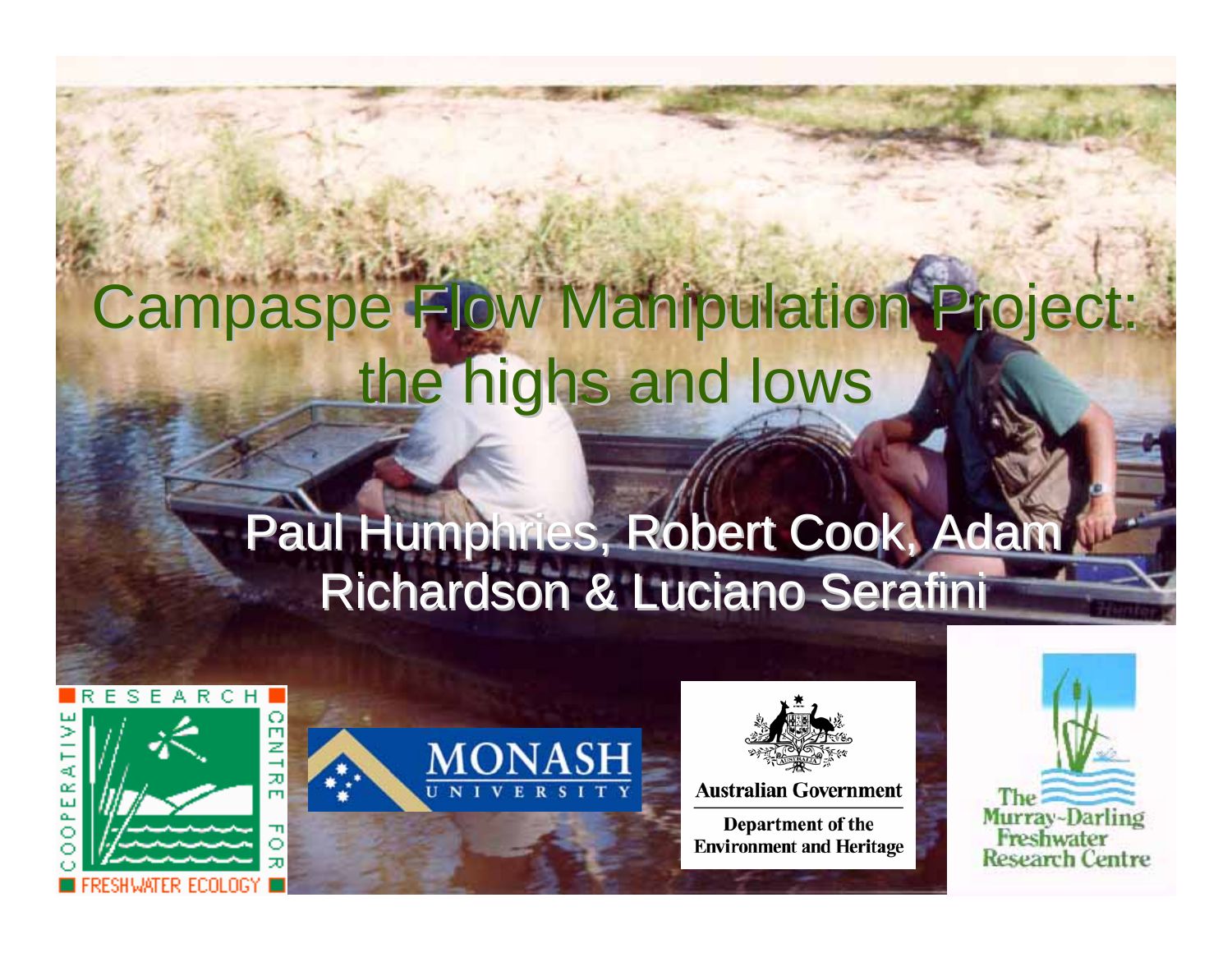# Campaspe Flow Manipulation Project: the highs and lows

Paul Humphries, Robert Cook, Adam Richardson & Luciano Serafini

COOPERATIVE RESEARCH CENTRE FOR FRESHWATER ECOLOGY

MONASH UNIVERSITY

Australian Government

Department of the Environment and Heritage

The Murray-Darling Freshwater Research Centre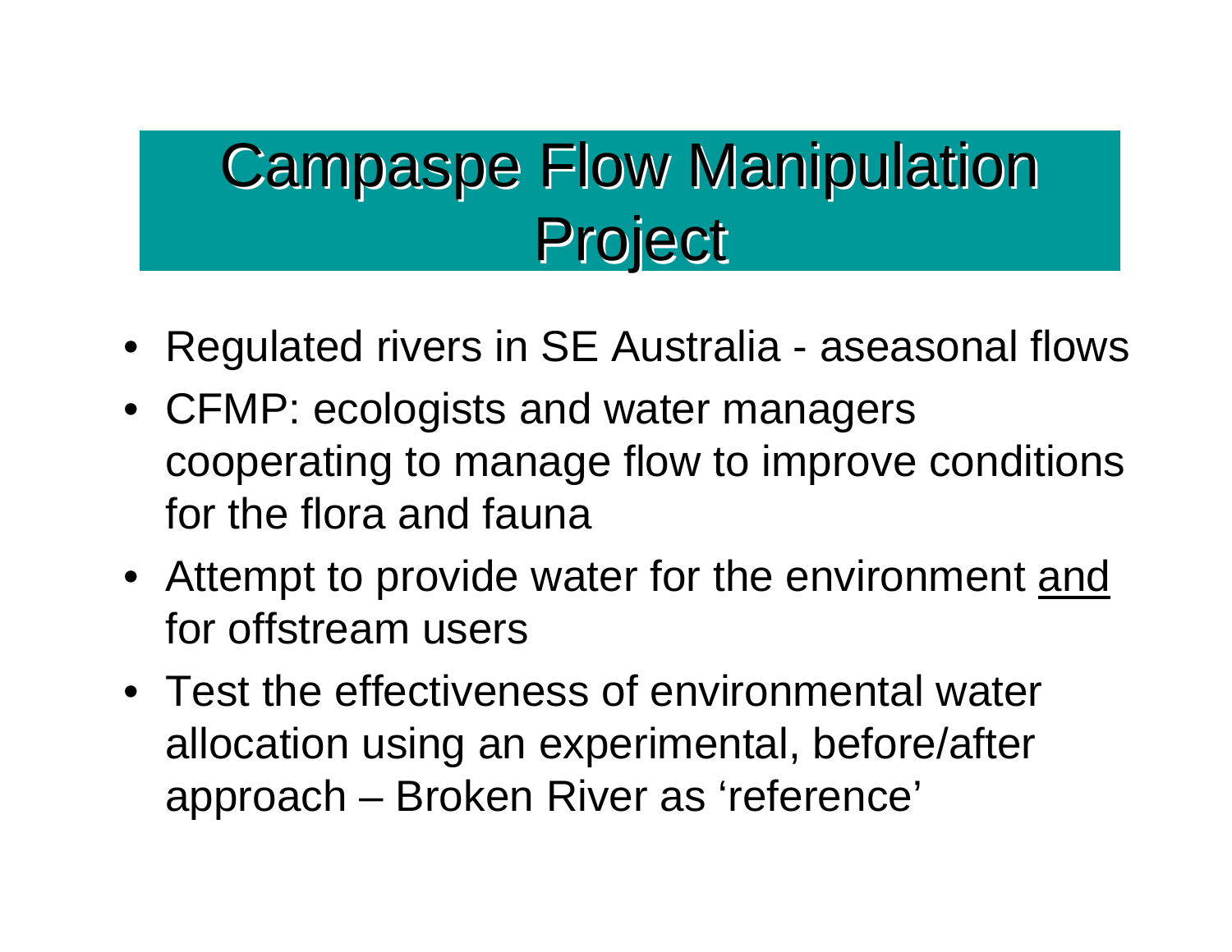# Campaspe Flow Manipulation Project

- Regulated rivers in SE Australia - aseasonal flows
- CFMP: ecologists and water managers cooperating to manage flow to improve conditions for the flora and fauna
- Attempt to provide water for the environment <u>and</u> for offstream users
- Test the effectiveness of environmental water allocation using an experimental, before/after approach – Broken River as 'reference'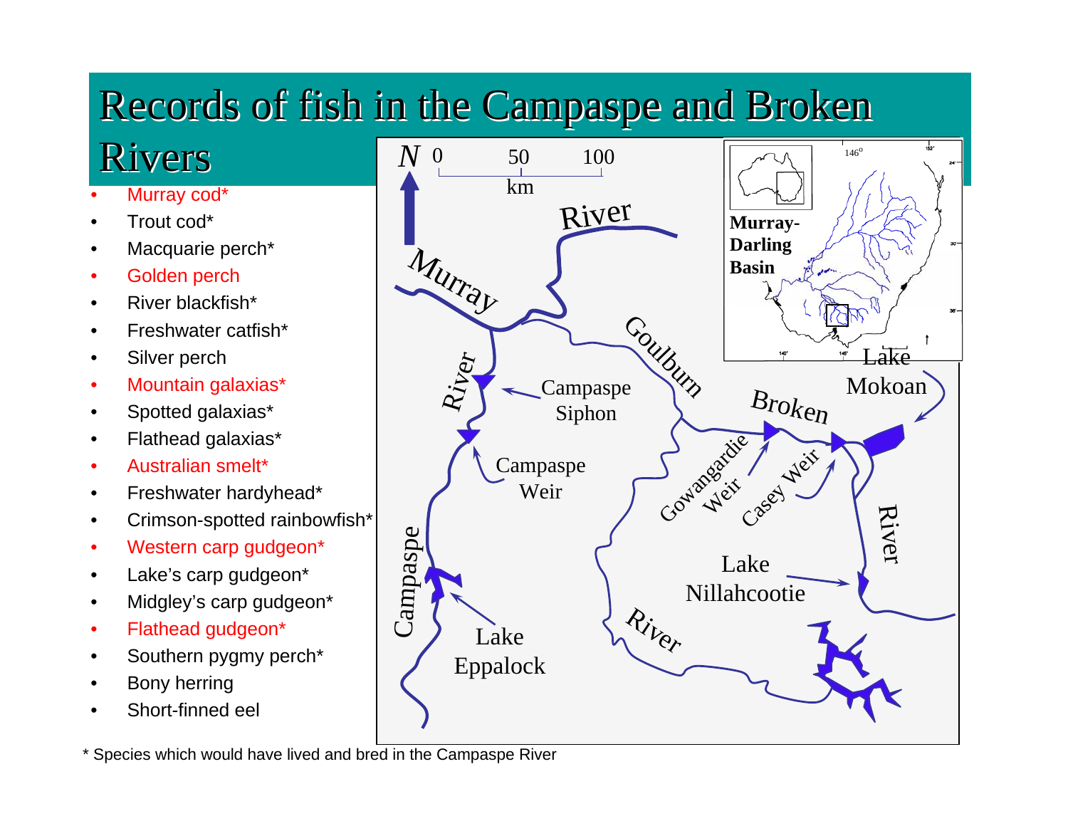# Records of fish in the Campaspe and Broken Rivers

- Murray cod*
- Trout cod*
- Macquarie perch*
- Golden perch
- River blackfish*
- Freshwater catfish*
- Silver perch
- Mountain galaxias*
- Spotted galaxias*
- Flathead galaxias*
- Australian smelt*
- Freshwater hardyhead*
- Crimson-spotted rainbowfish*
- Western carp gudgeon*
- Lake's carp gudgeon*
- Midgley's carp gudgeon*
- Flathead gudgeon*
- Southern pygmy perch*
- Bony herring
- Short-finned eel

\* Species which would have lived and bred in the Campaspe River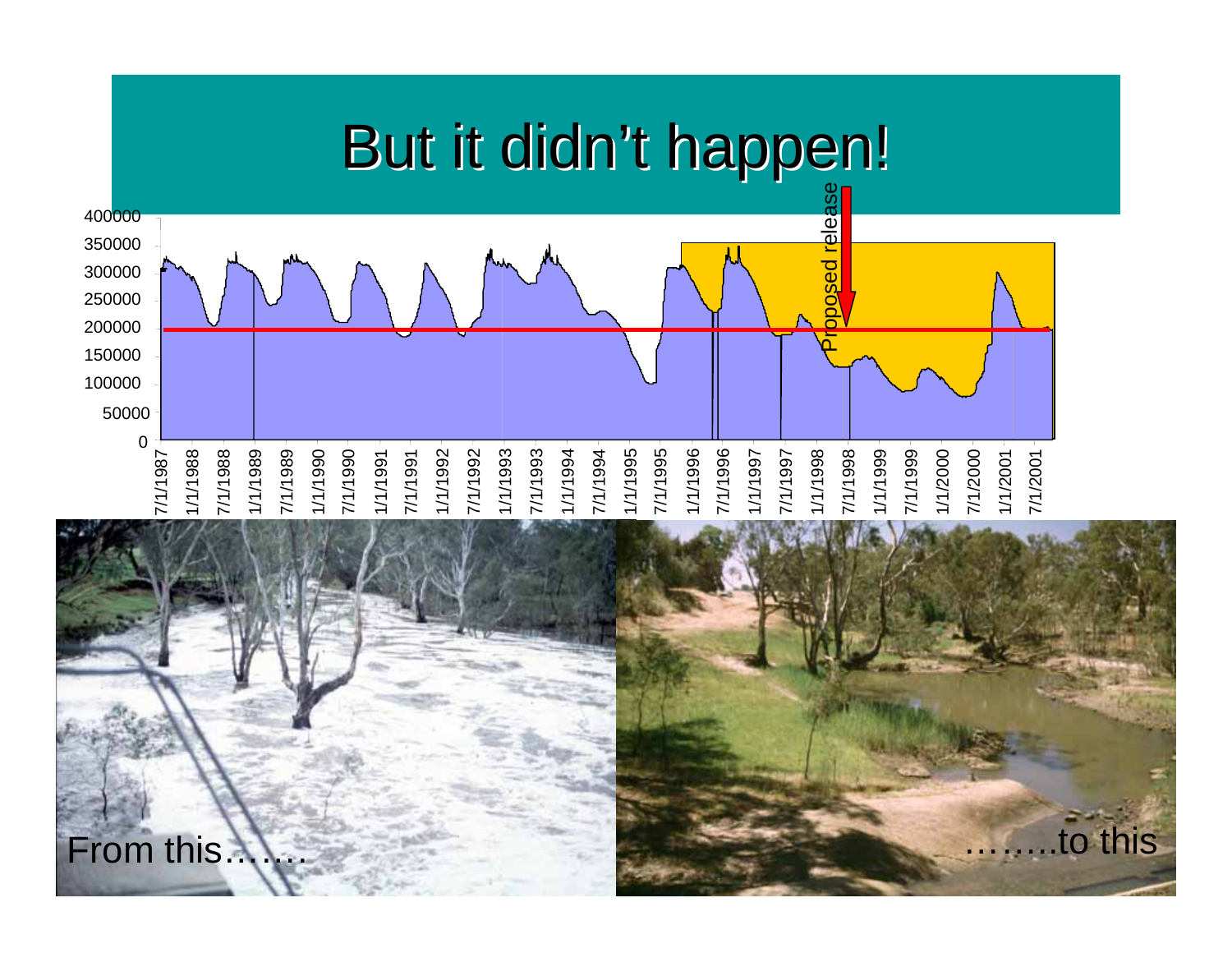# But it didn't happen!

400000
350000
300000
250000
200000
150000
100000
50000
0

7/1/1987
1/1/1988
7/1/1988
1/1/1989
7/1/1989
1/1/1990
7/1/1990
1/1/1991
7/1/1991
1/1/1992
7/1/1992
1/1/1993
7/1/1993
1/1/1994
7/1/1994
1/1/1995
7/1/1995
1/1/1996
7/1/1996
1/1/1997
7/1/1997
1/1/1998
7/1/1998
1/1/1999
7/1/1999
1/1/2000
7/1/2000
1/1/2001
7/1/2001

Proposed release

From this…….

……..to this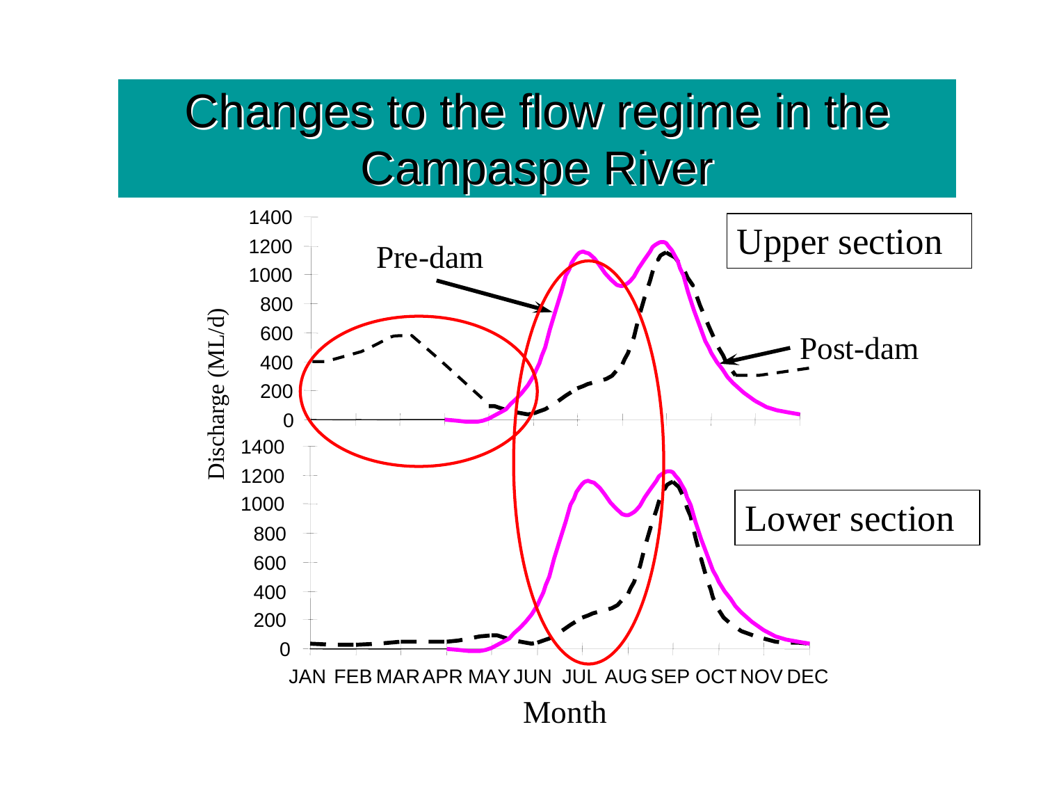# Changes to the flow regime in the Campaspe River

Upper section

Lower section

Pre-dam

Post-dam

Discharge (ML/d)

1400
1200
1000
800
600
400
200
0

1400
1200
1000
800
600
400
200
0

JAN FEB MAR APR MAY JUN JUL AUG SEP OCT NOV DEC

Month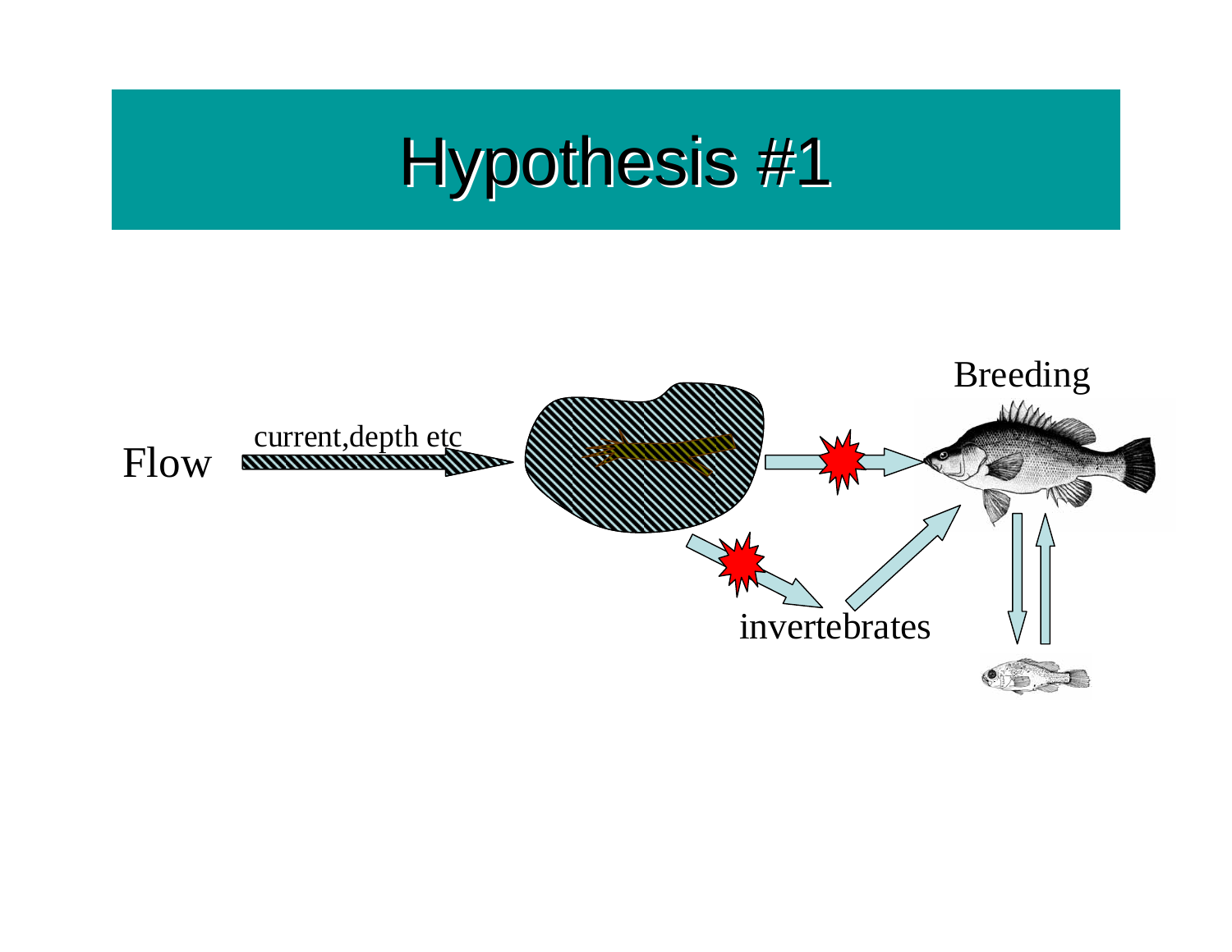# Hypothesis #1

Flow

current,depth etc

Breeding

invertebrates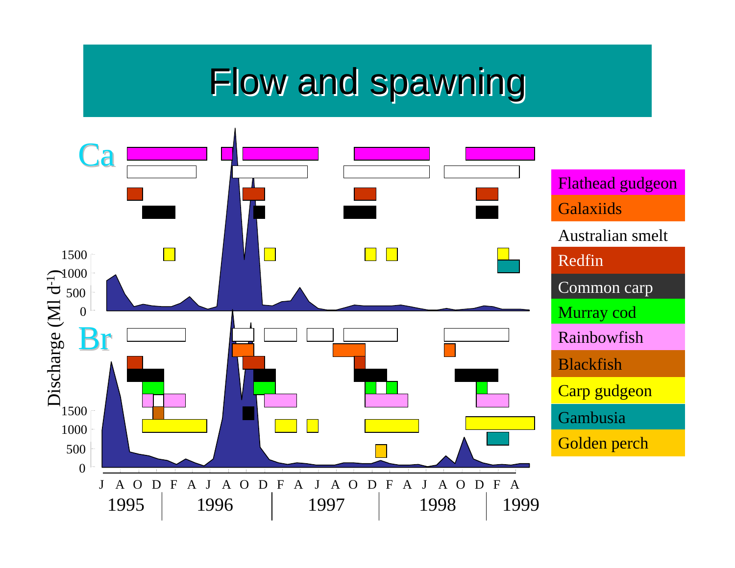# Flow and spawning

Ca

Br

Discharge (Ml $d^{-1}$)

1500
1000
500
0

1500
1000
500
0

J A O D F A J A O D F A J A O D F A J A O D F A

1995 1996 1997 1998 1999

Flathead gudgeon
Galaxiids
Australian smelt
Redfin
Common carp
Murray cod
Rainbowfish
Blackfish
Carp gudgeon
Gambusia
Golden perch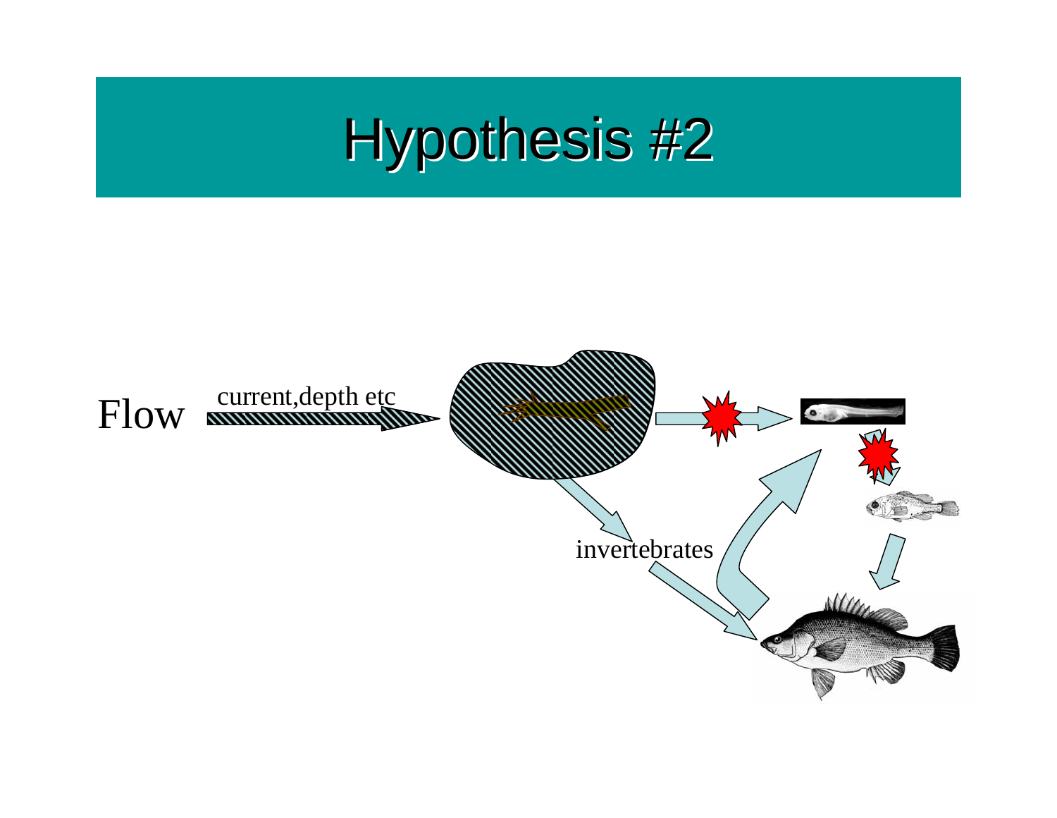# Hypothesis #2

Flow

current,depth etc

invertebrates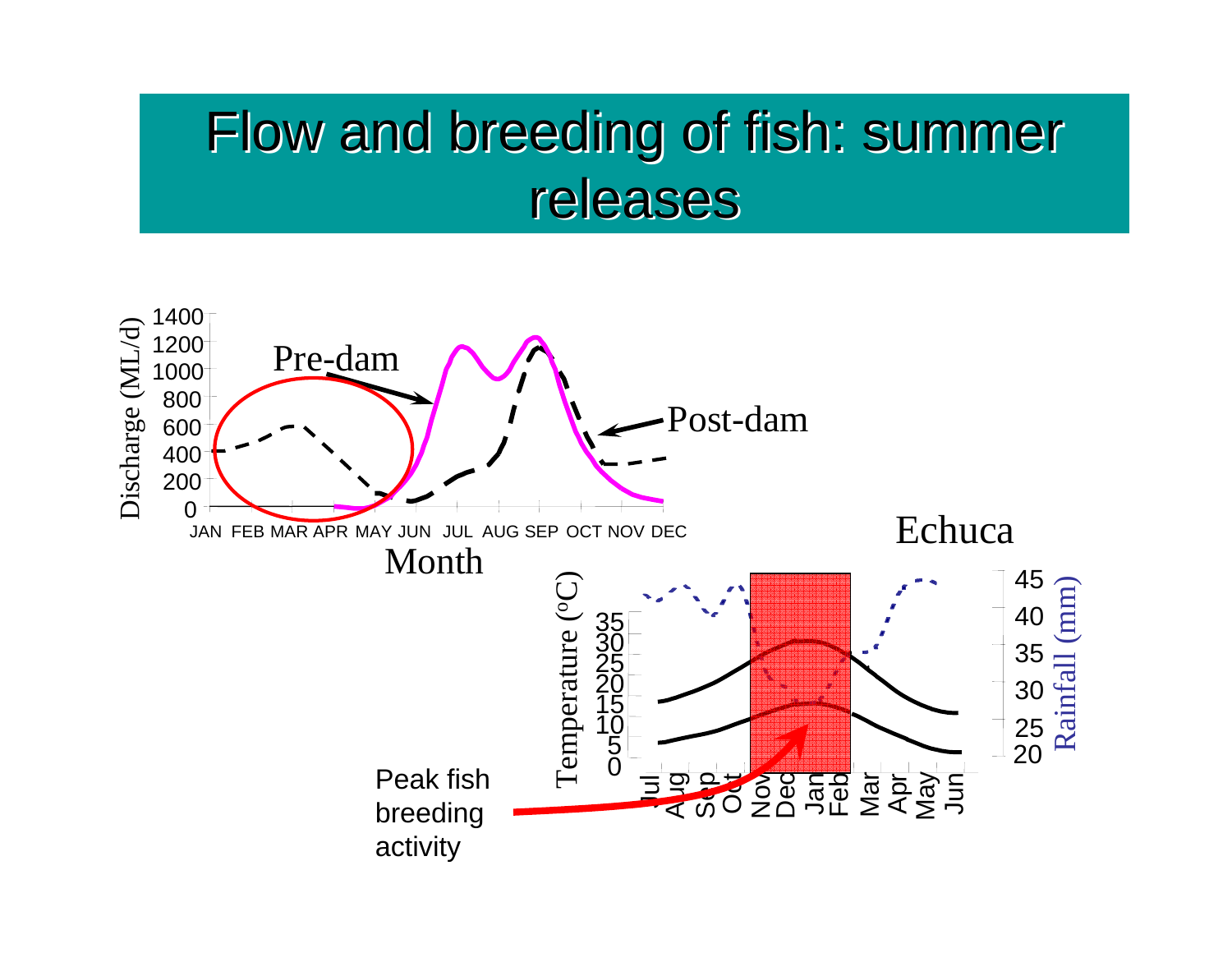# Flow and breeding of fish: summer releases

Discharge (ML/d)

1400
1200
1000
800
600
400
200
0

JAN FEB MAR APR MAY JUN JUL AUG SEP OCT NOV DEC

Month

Pre-dam

Post-dam

Echuca

Temperature (ºC)

35
30
25
20
15
10
5
0

Jul Aug Sep Oct Nov Dec Jan Feb Mar Apr May Jun

Rainfall (mm)

45
40
35
30
25
20

Peak fish breeding activity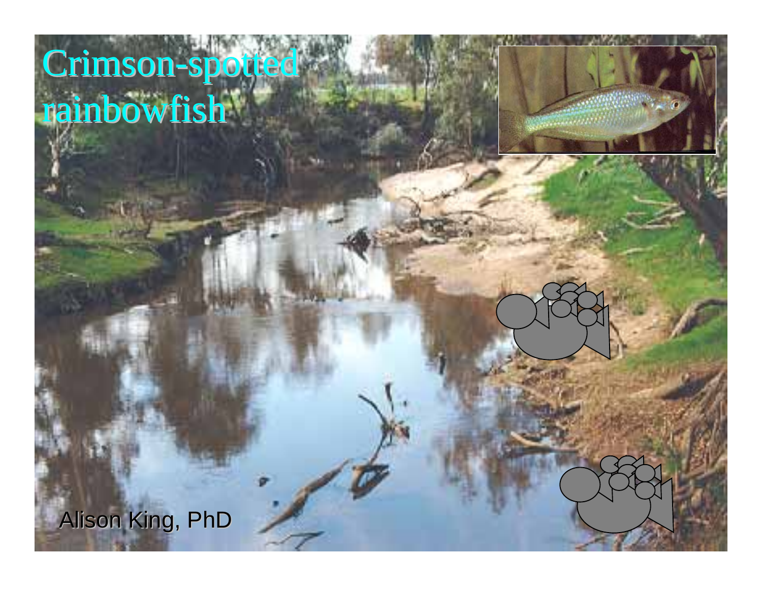# Crimson-spotted rainbowfish

Alison King, PhD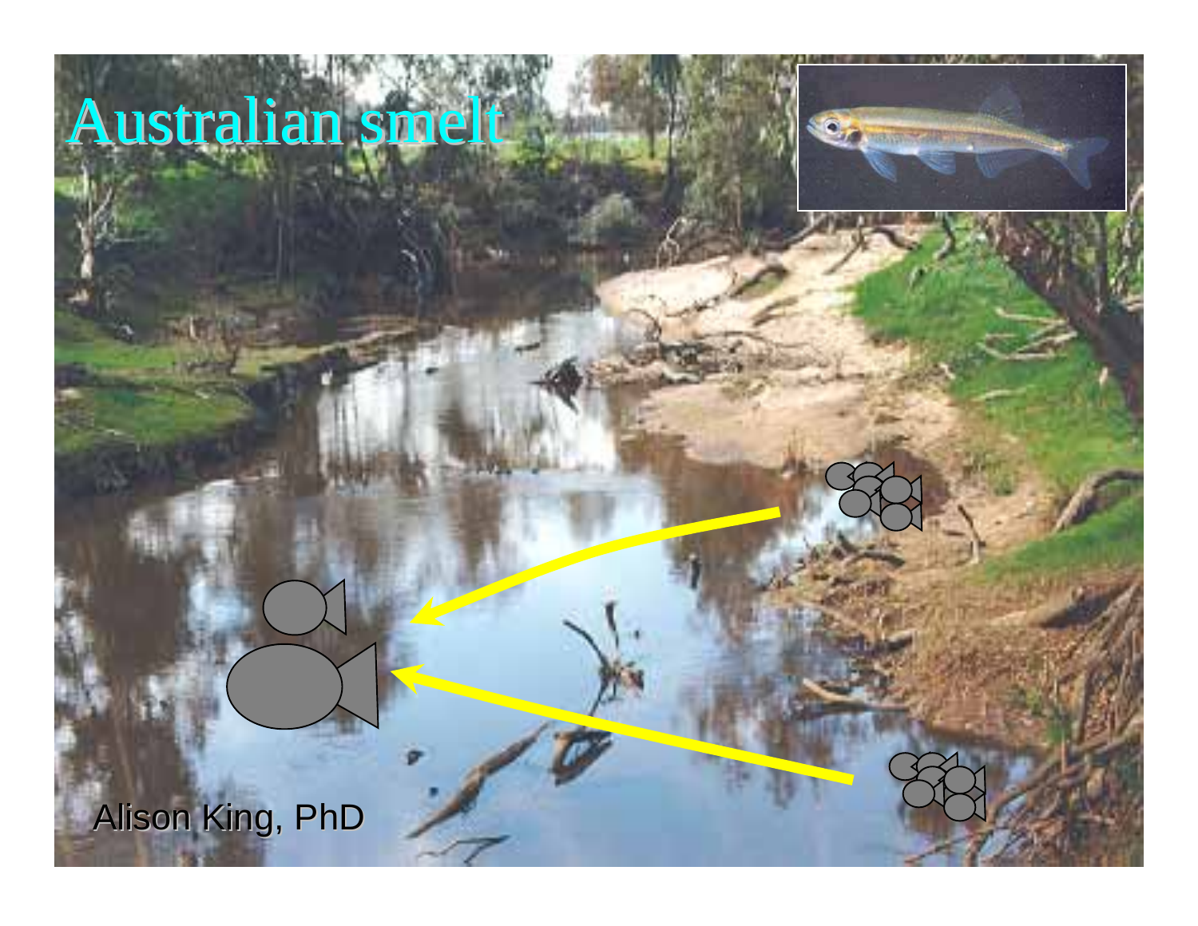# Australian smelt

Alison King, PhD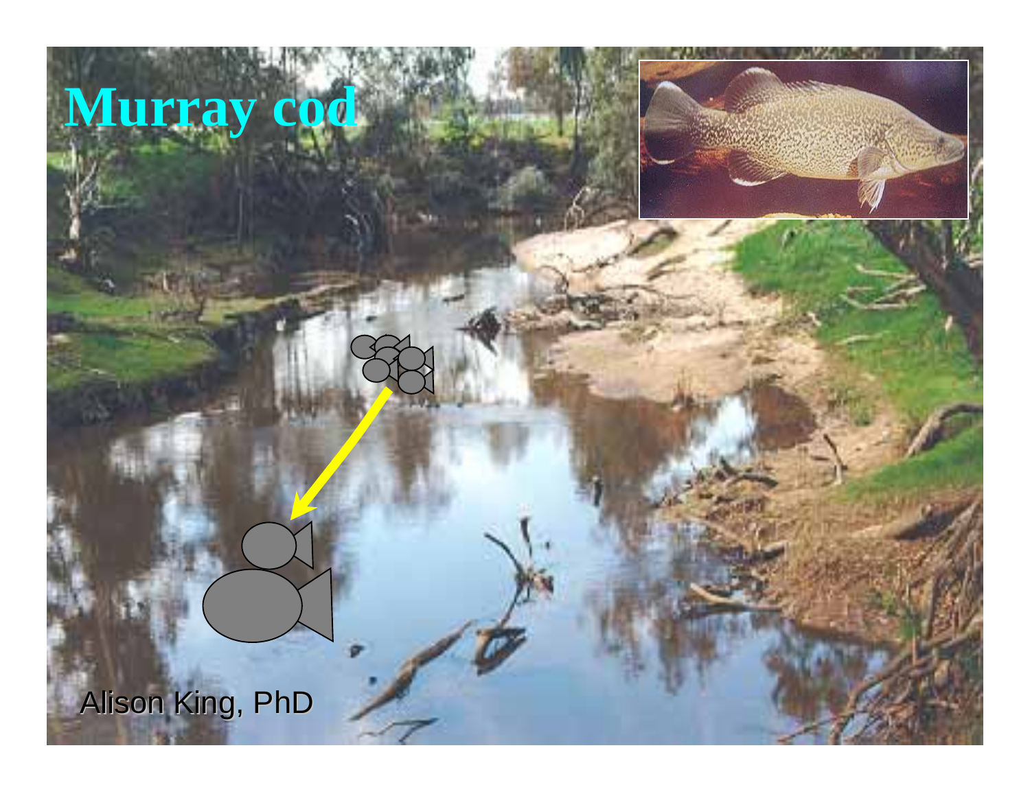# Murray cod

Alison King, PhD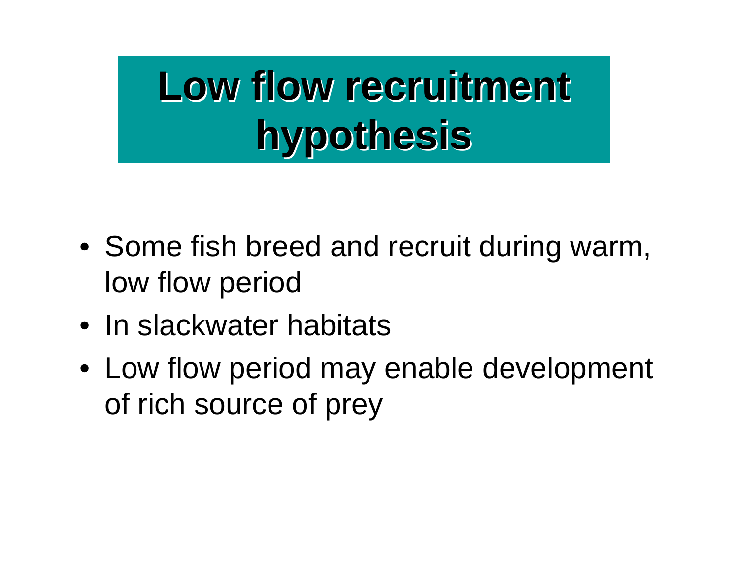# Low flow recruitment hypothesis

- Some fish breed and recruit during warm, low flow period
- In slackwater habitats
- Low flow period may enable development of rich source of prey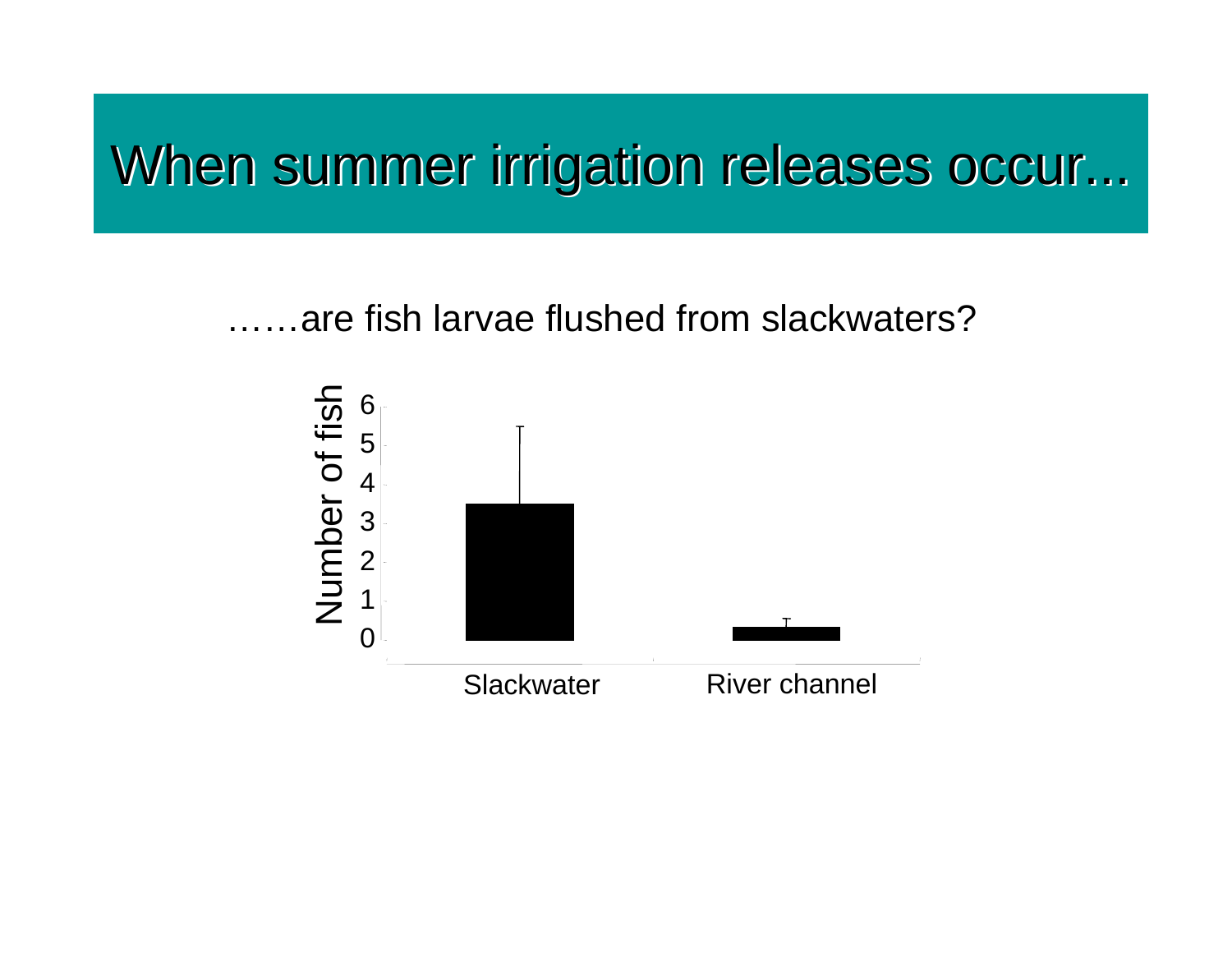# When summer irrigation releases occur...

……are fish larvae flushed from slackwaters?

Number of fish

6
5
4
3
2
1
0

Slackwater

River channel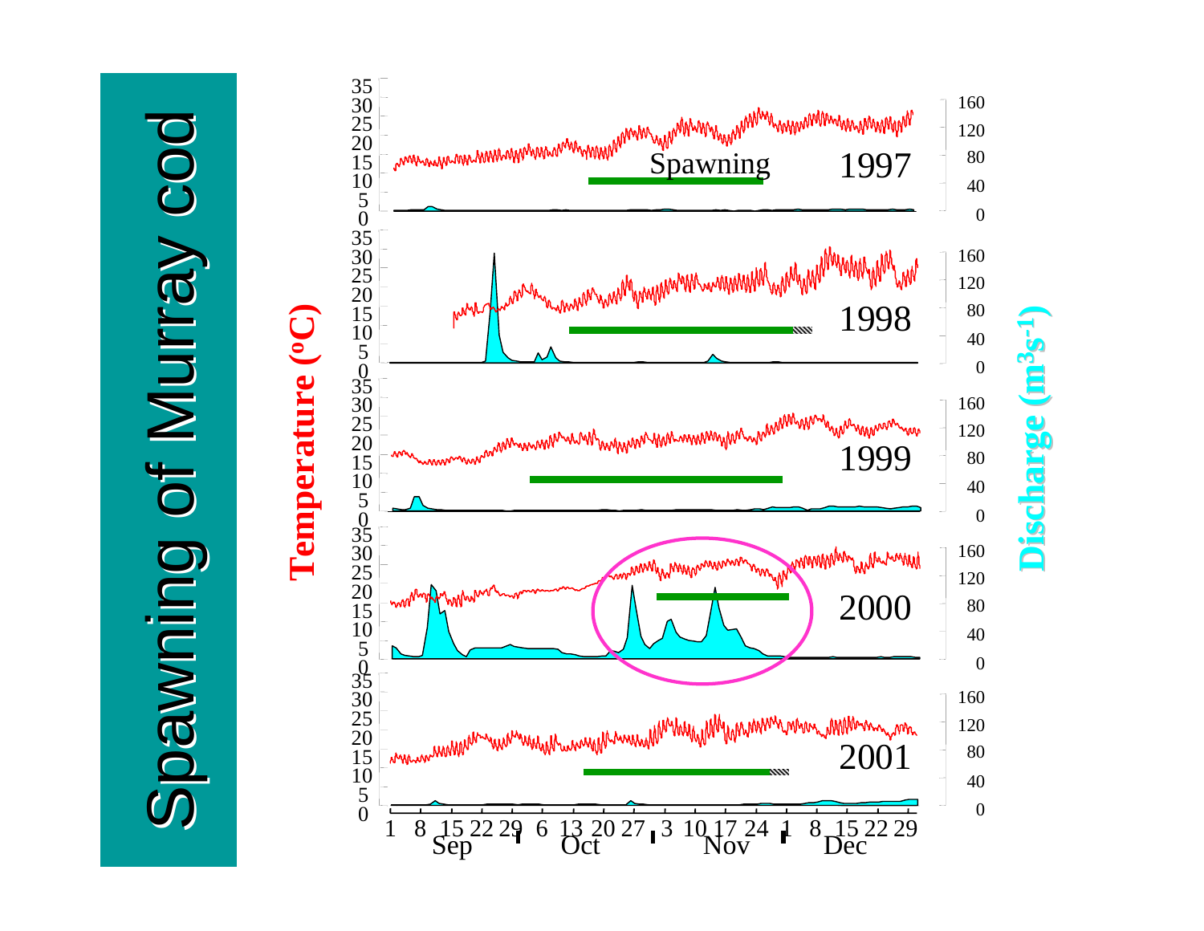# Spawning of Murray cod

Temperature (ºC)

Discharge ($m^3s^{-1}$)

35
30
25
20
15
10
5
0

160
120
80
40
0

Spawning

1997

1998

1999

2000

2001

1 8 15 22 29 6 13 20 27 3 10 17 24 1 8 15 22 29

Sep Oct Nov Dec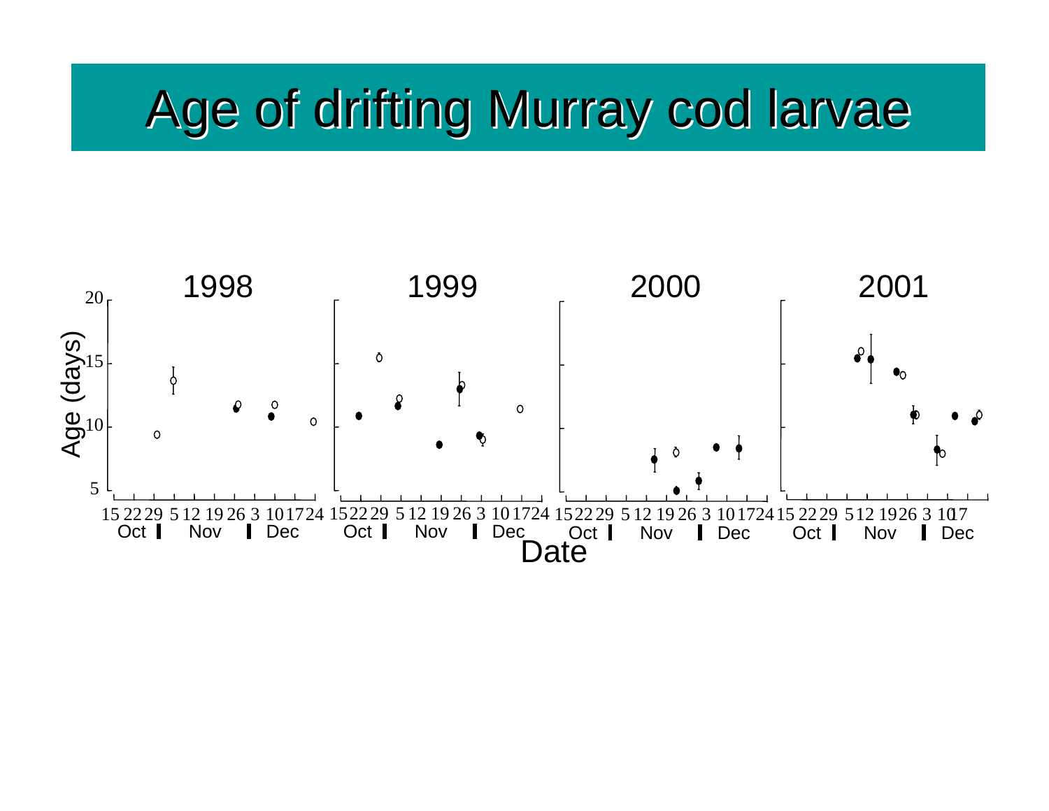# Age of drifting Murray cod larvae

1998

1999

2000

2001

Age (days)

20

15

10

5

15 22 29 5 12 19 26 3 10 17 24

Oct Nov Dec

Date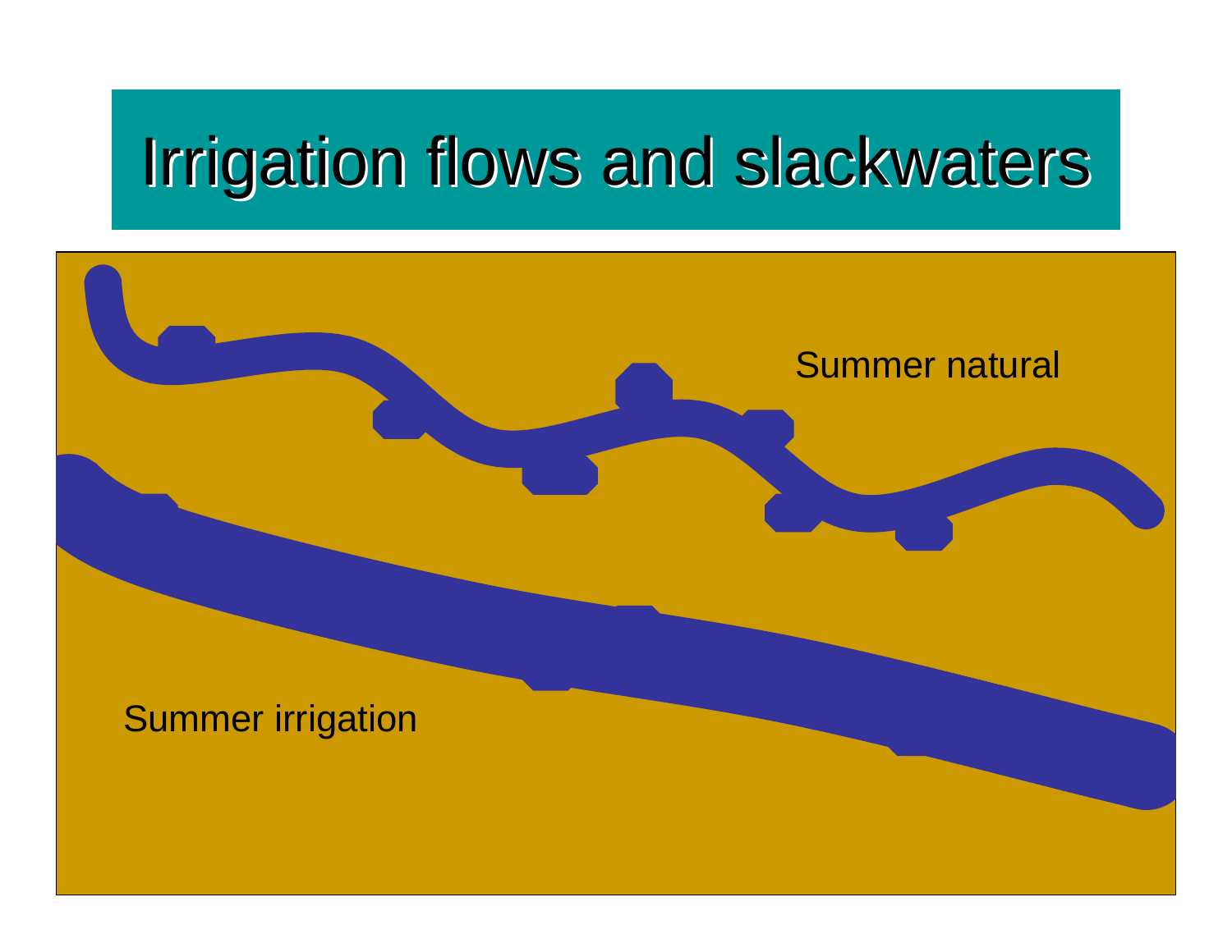# Irrigation flows and slackwaters

Summer natural

Summer irrigation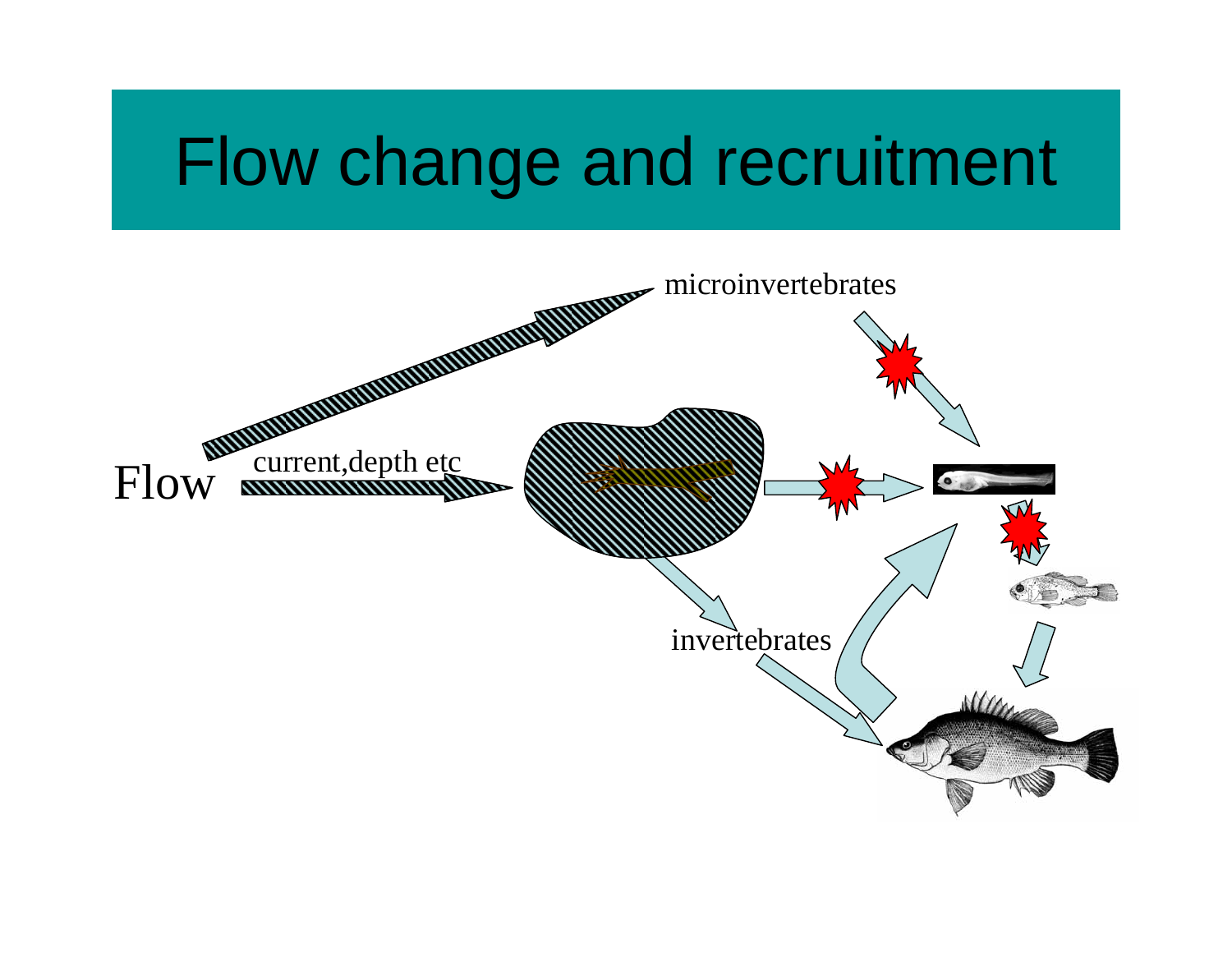# Flow change and recruitment

Flow

current,depth etc

microinvertebrates

invertebrates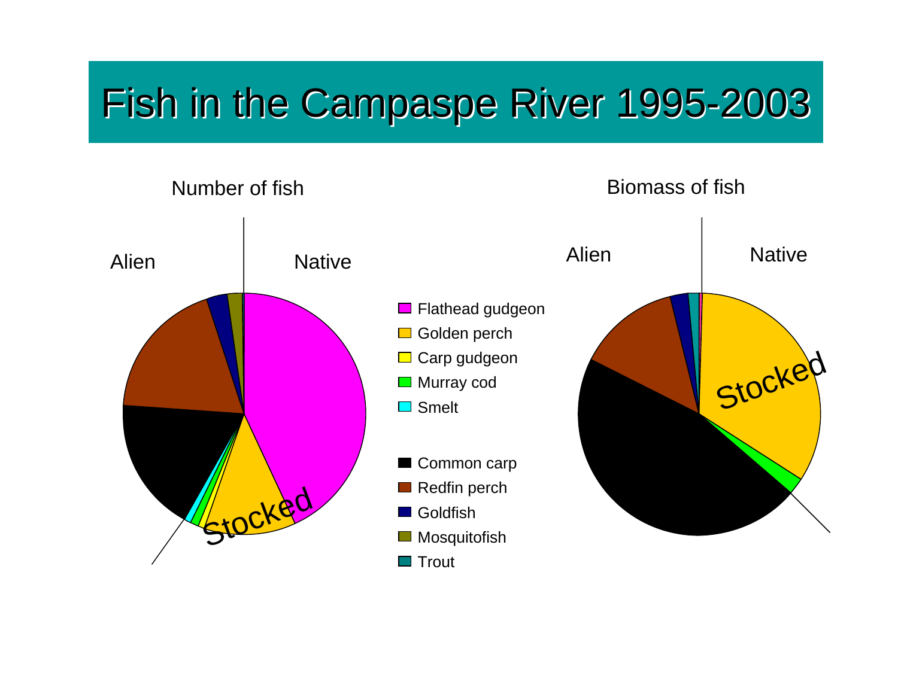# Fish in the Campaspe River 1995-2003

Number of fish

Alien

Native

Stocked

Biomass of fish

Alien

Native

Stocked

Flathead gudgeon
Golden perch
Carp gudgeon
Murray cod
Smelt

Common carp
Redfin perch
Goldfish
Mosquitofish
Trout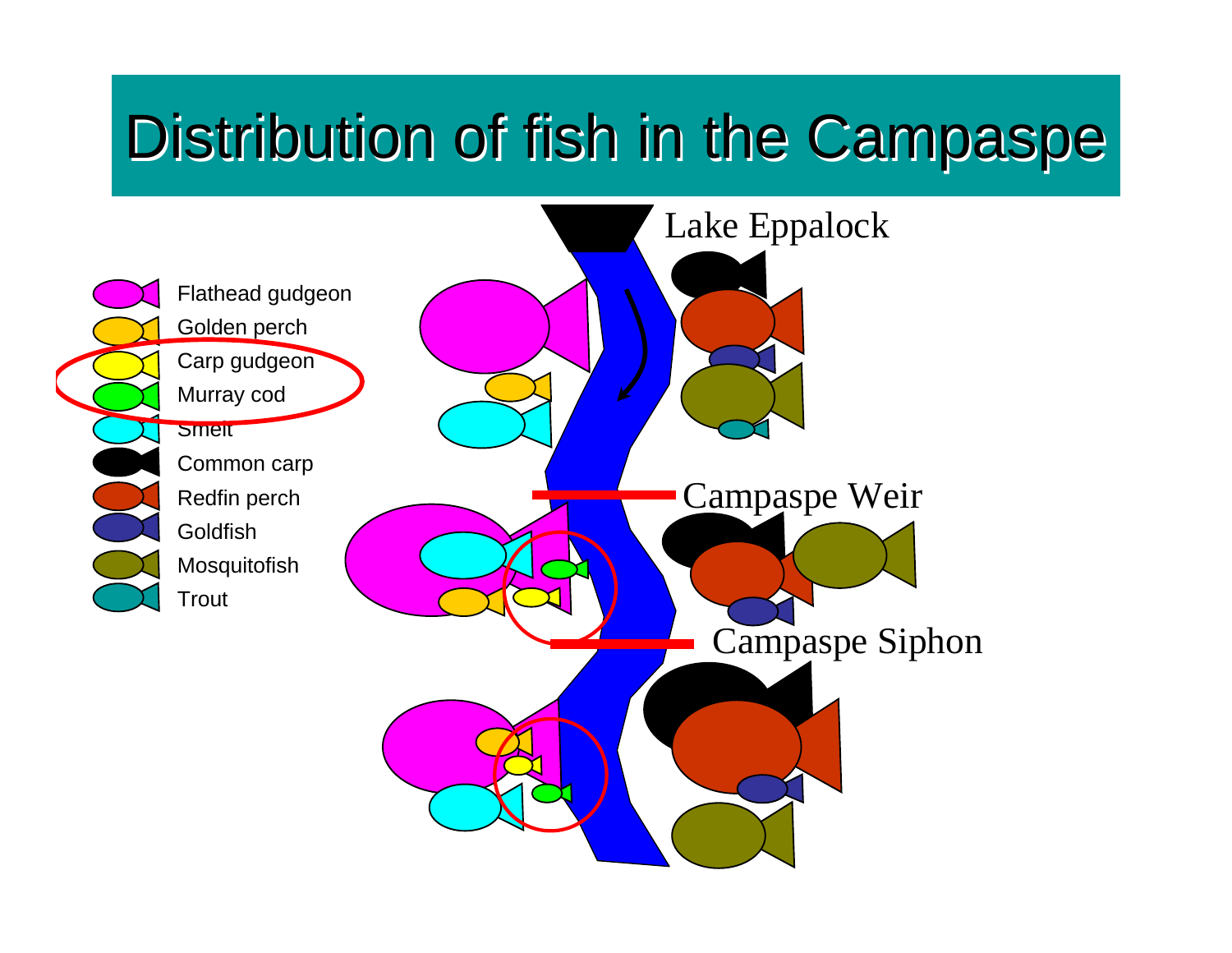# Distribution of fish in the Campaspe

Flathead gudgeon
Golden perch
Carp gudgeon
Murray cod
Smelt
Common carp
Redfin perch
Goldfish
Mosquitofish
Trout

Lake Eppalock

Campaspe Weir

Campaspe Siphon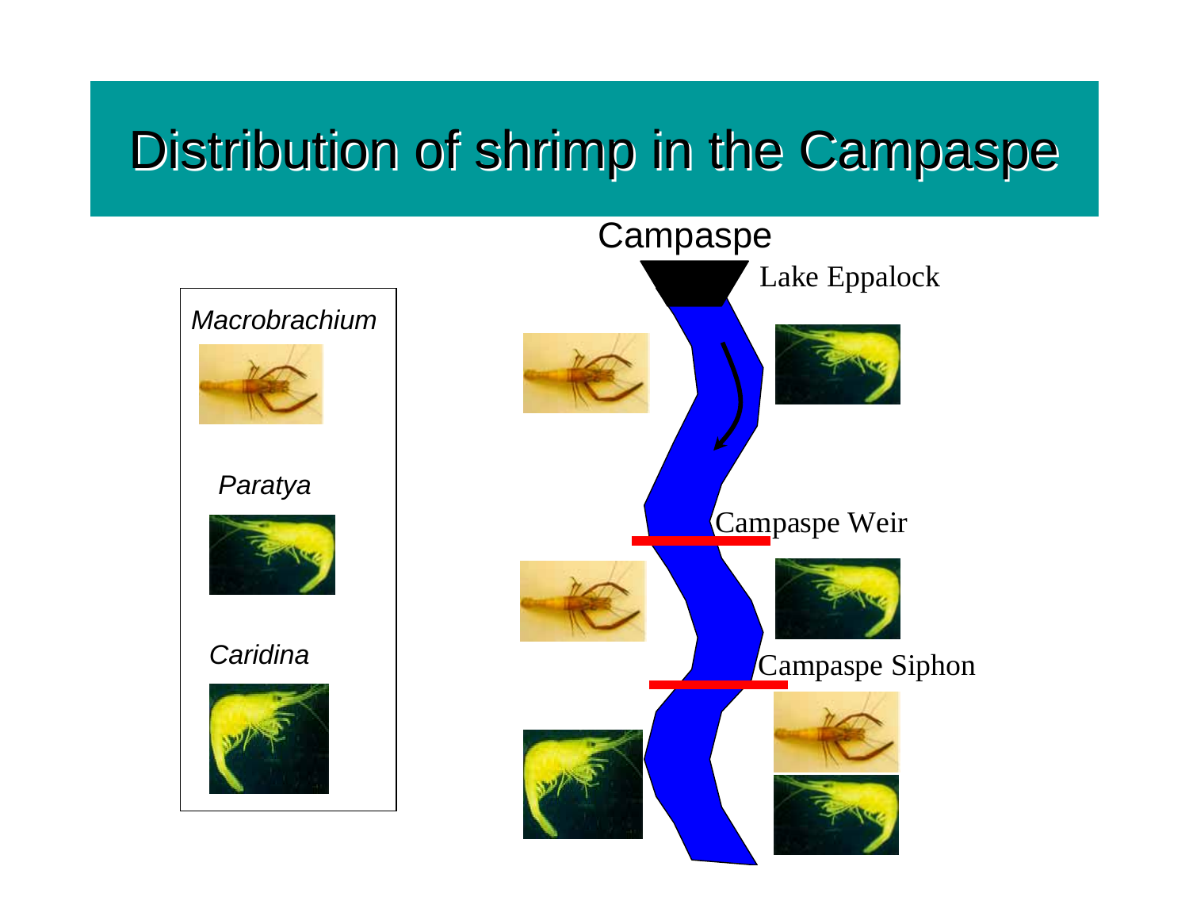# Distribution of shrimp in the Campaspe

*Macrobrachium*

*Paratya*

*Caridina*

Campaspe

Lake Eppalock

Campaspe Weir

Campaspe Siphon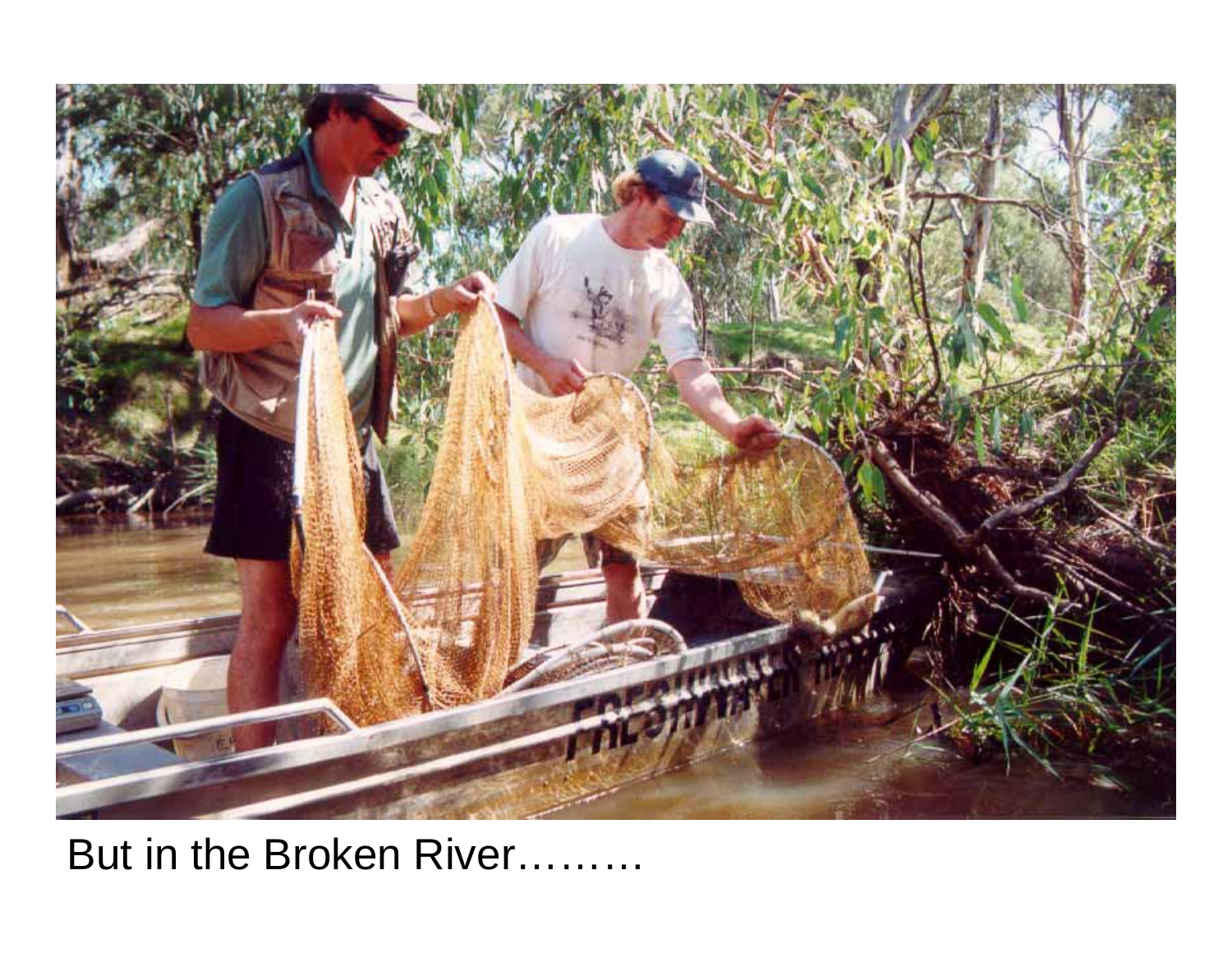But in the Broken River………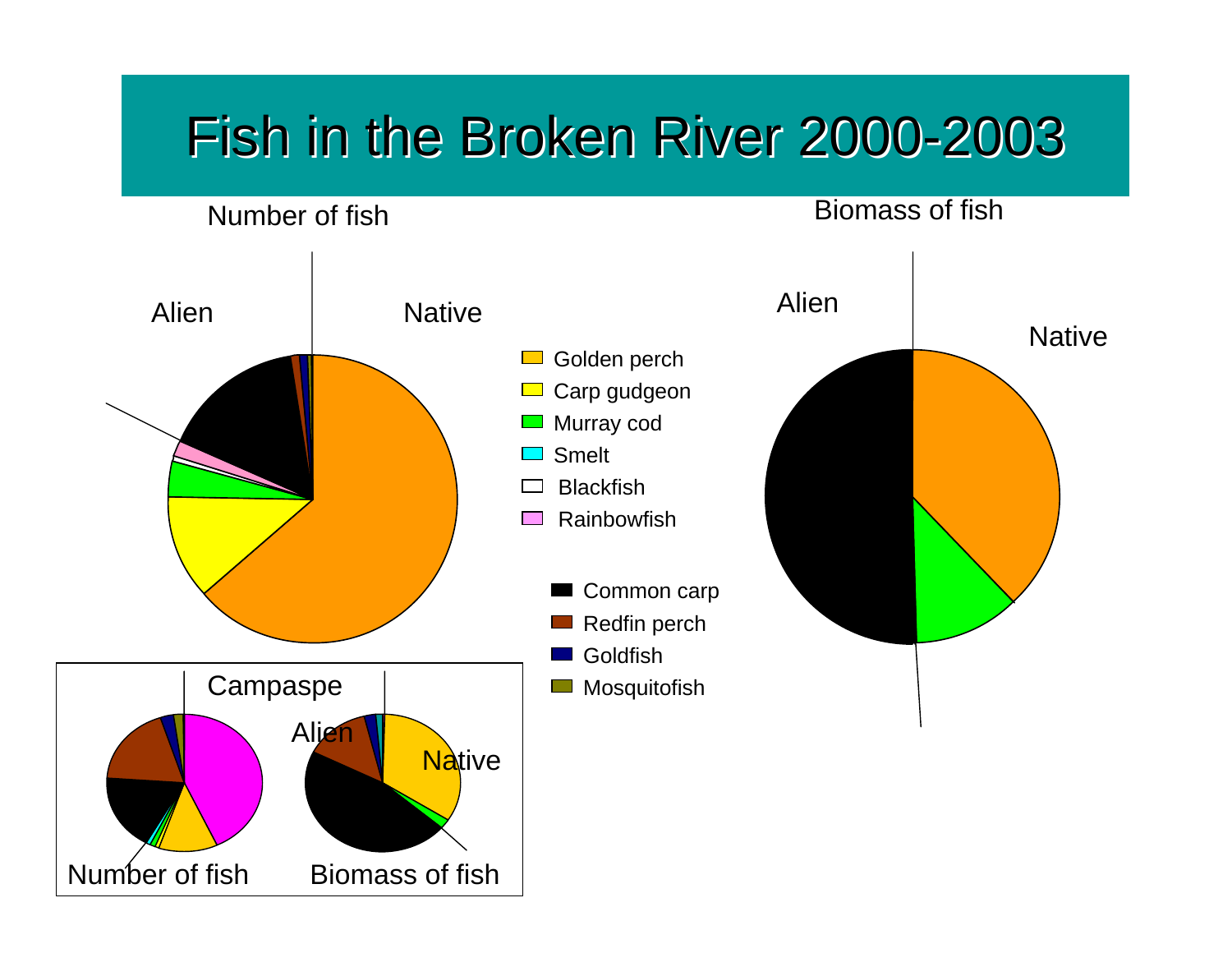# Fish in the Broken River 2000-2003

Number of fish

Alien

Native

Biomass of fish

Alien

Native

Golden perch

Carp gudgeon

Murray cod

Smelt

Blackfish

Rainbowfish

Common carp

Redfin perch

Goldfish

Mosquitofish

Campaspe

Alien

Native

Number of fish

Biomass of fish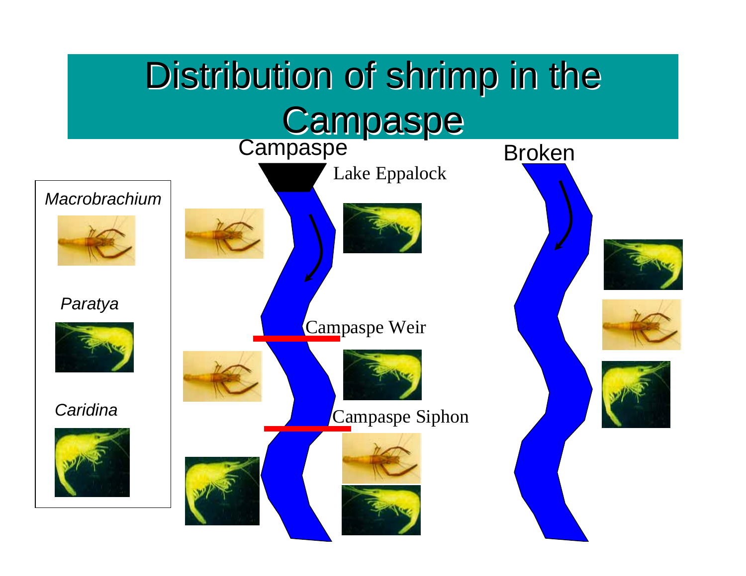# Distribution of shrimp in the Campaspe

Campaspe

Lake Eppalock

Campaspe Weir

Campaspe Siphon

Broken

*Macrobrachium*

*Paratya*

*Caridina*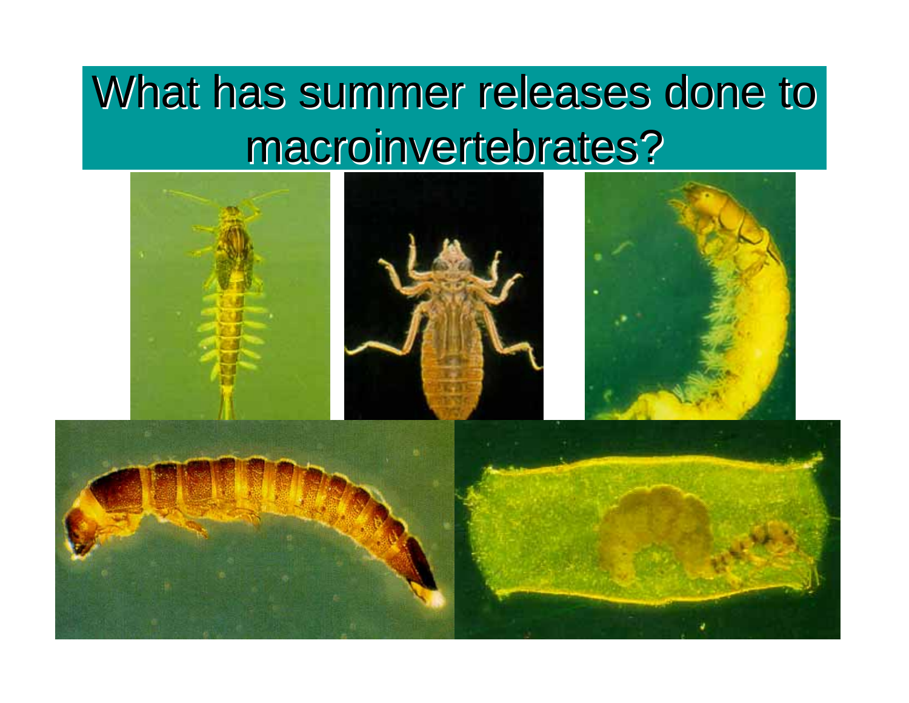# What has summer releases done to macroinvertebrates?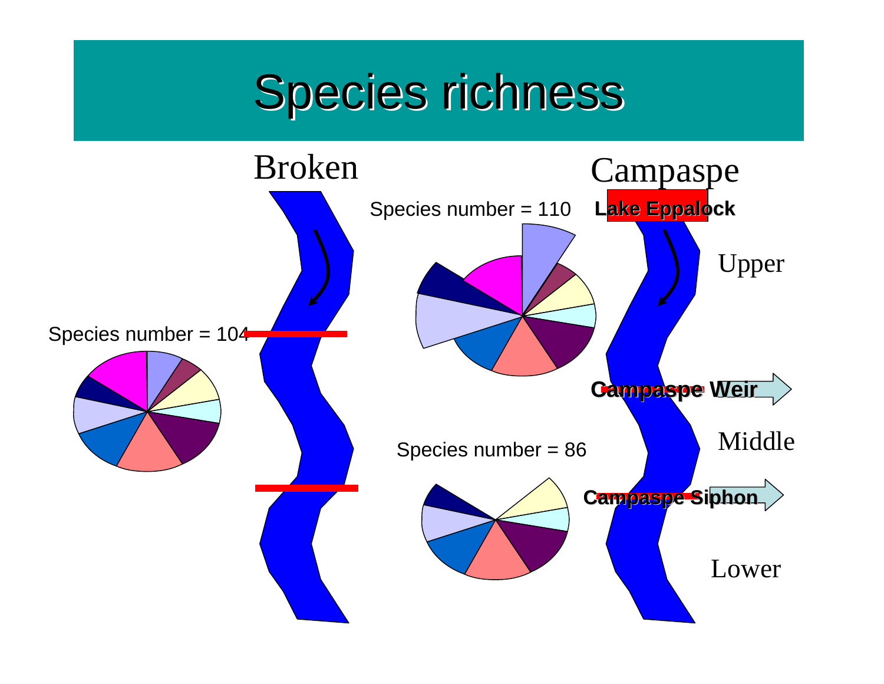# Species richness

Broken

Campaspe

Species number = 110

Lake Eppalock

Upper

Species number = 104

Campaspe Weir

Middle

Species number = 86

Campaspe Siphon

Lower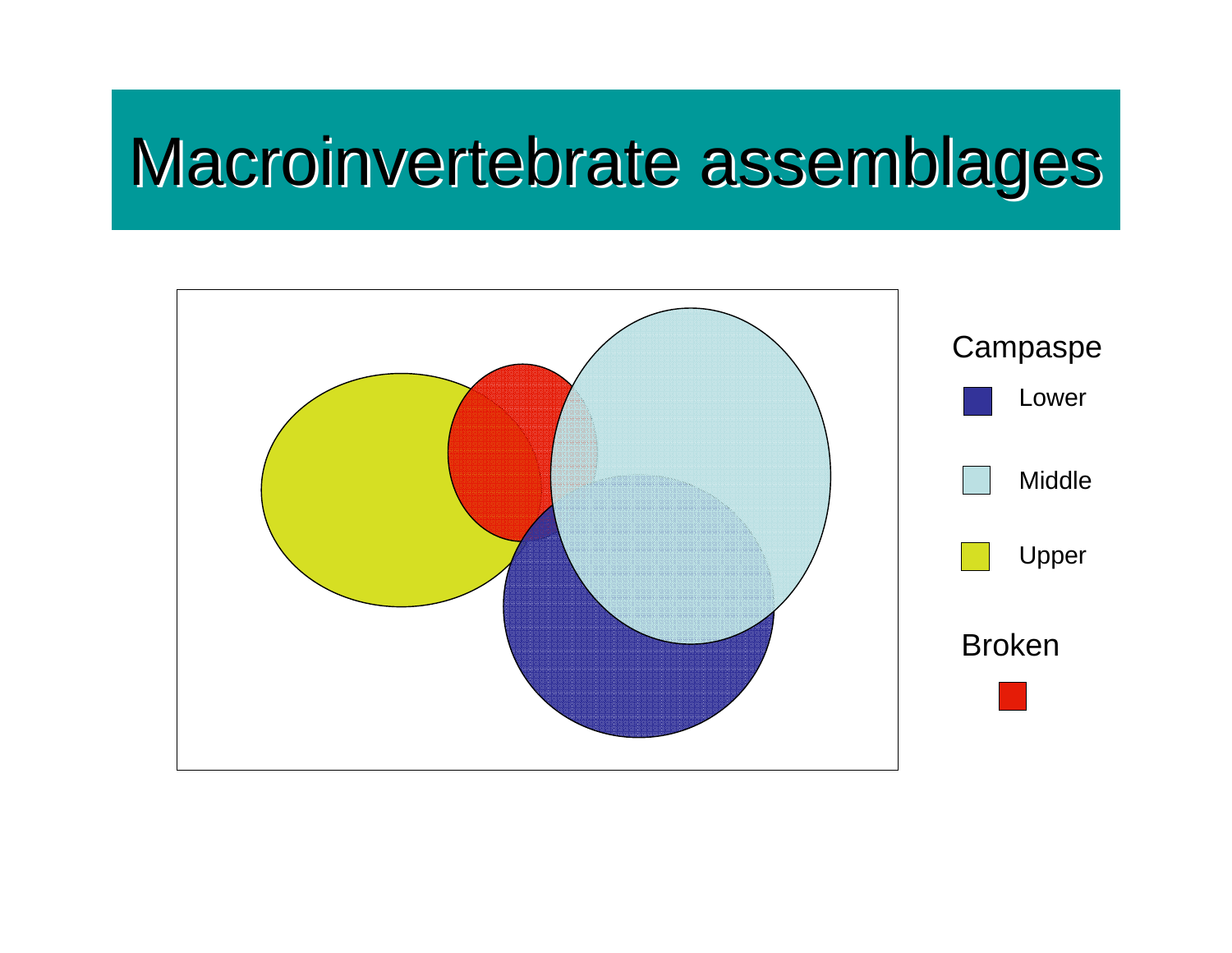# Macroinvertebrate assemblages

Campaspe

Lower

Middle

Upper

Broken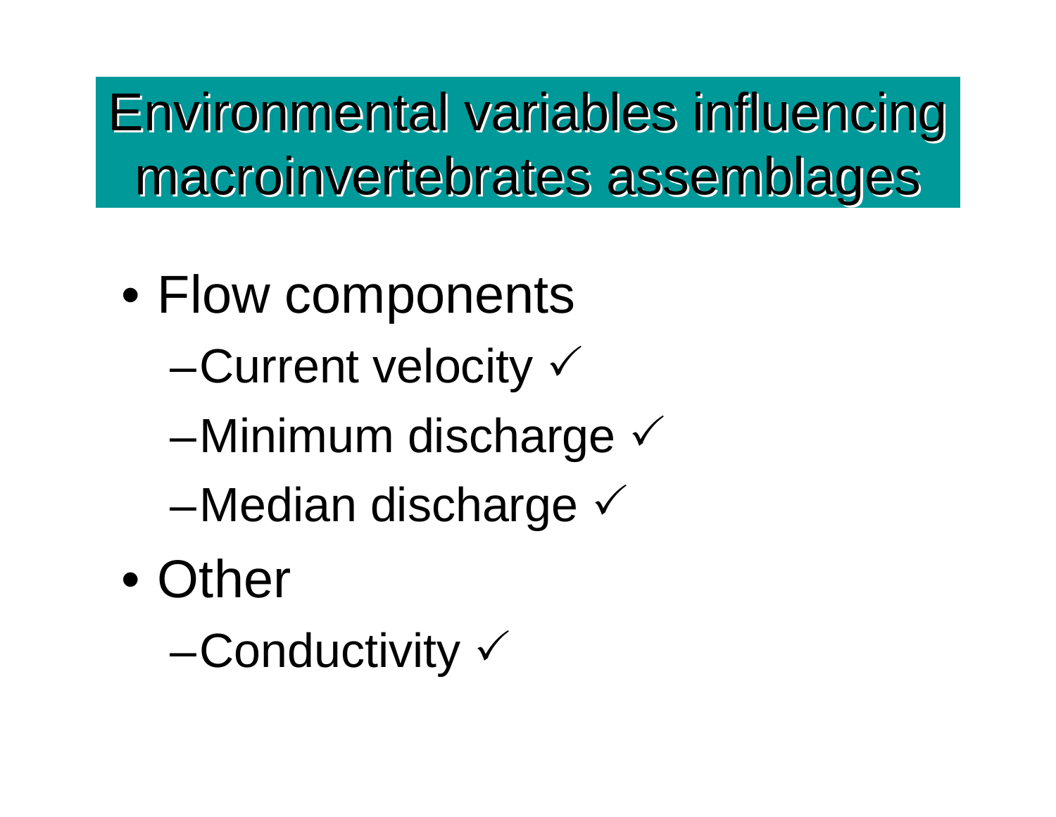# Environmental variables influencing macroinvertebrates assemblages

- Flow components
  - –Current velocity ✓
  - –Minimum discharge ✓
  - –Median discharge ✓
- Other
  - –Conductivity ✓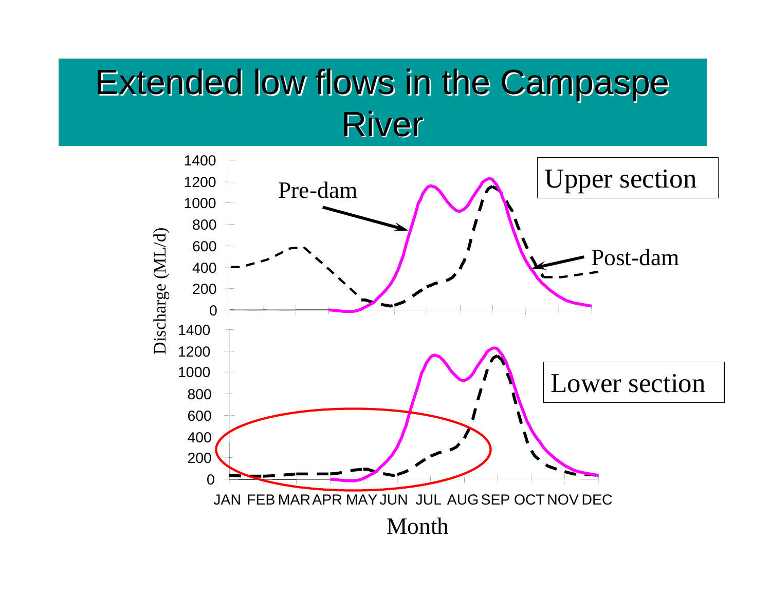# Extended low flows in the Campaspe River

Upper section

Pre-dam

Post-dam

Lower section

Discharge (ML/d)

1400
1200
1000
800
600
400
200
0

1400
1200
1000
800
600
400
200
0

JAN FEB MAR APR MAY JUN JUL AUG SEP OCT NOV DEC

Month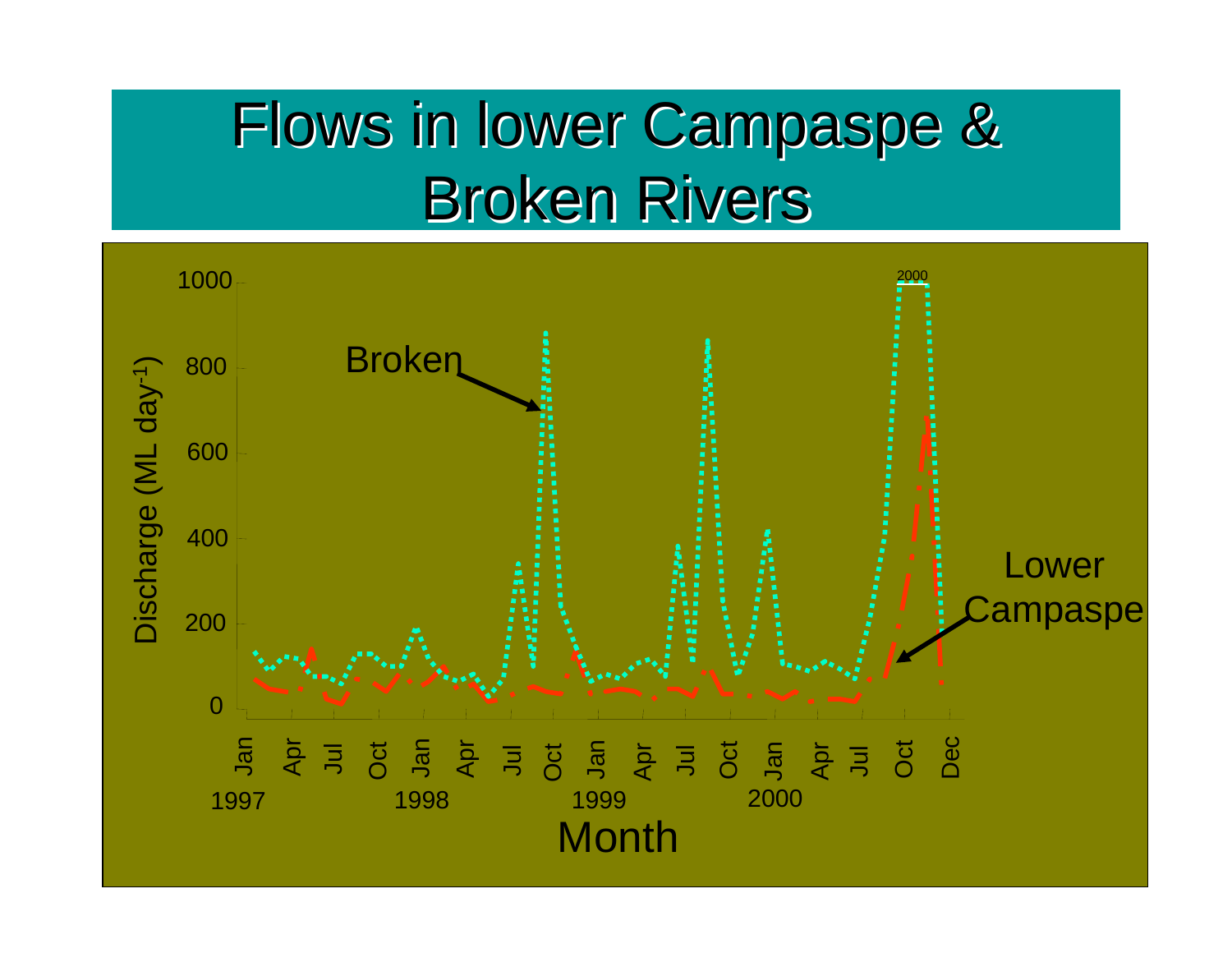# Flows in lower Campaspe & Broken Rivers

Discharge (ML day$^{-1}$)

1000
800
600
400
200
0

2000

Broken

Lower Campaspe

Jan Apr Jul Oct Jan Apr Jul Oct Jan Apr Jul Oct Jan Apr Jul Oct Dec

1997 1998 1999 2000

Month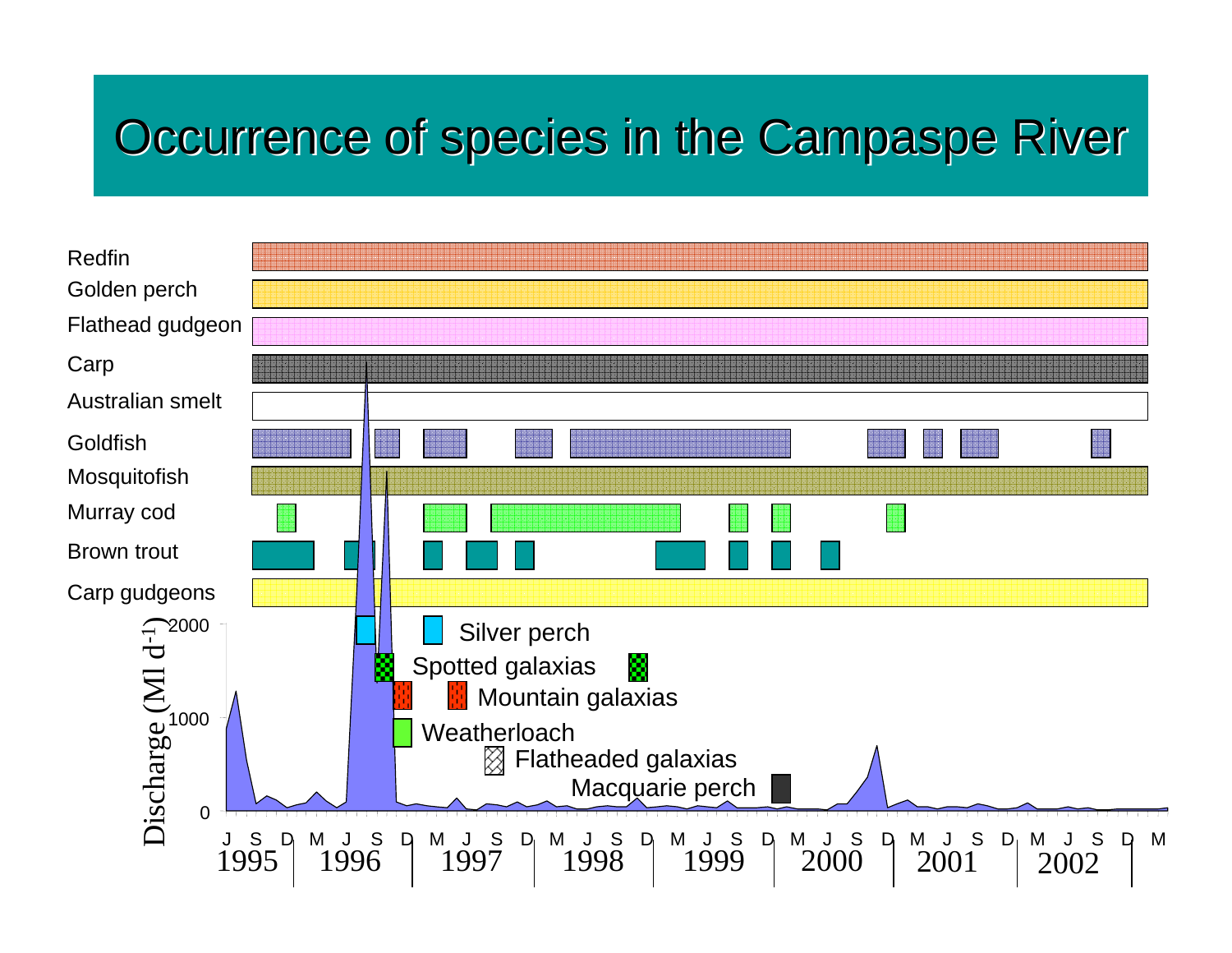# Occurrence of species in the Campaspe River

Redfin

Golden perch

Flathead gudgeon

Carp

Australian smelt

Goldfish

Mosquitofish

Murray cod

Brown trout

Carp gudgeons

Silver perch

Spotted galaxias

Mountain galaxias

Weatherloach

Flatheaded galaxias

Macquarie perch

Discharge (Ml d$^{-1}$)

2000

1000

0

J S D M J S D M J S D M J S D M J S D M J S D M J S D M J S D M

1995 1996 1997 1998 1999 2000 2001 2002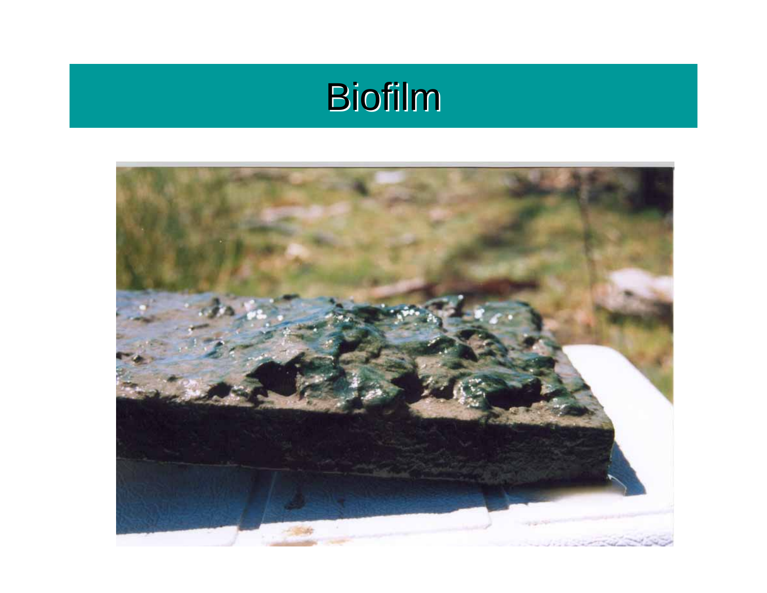# Biofilm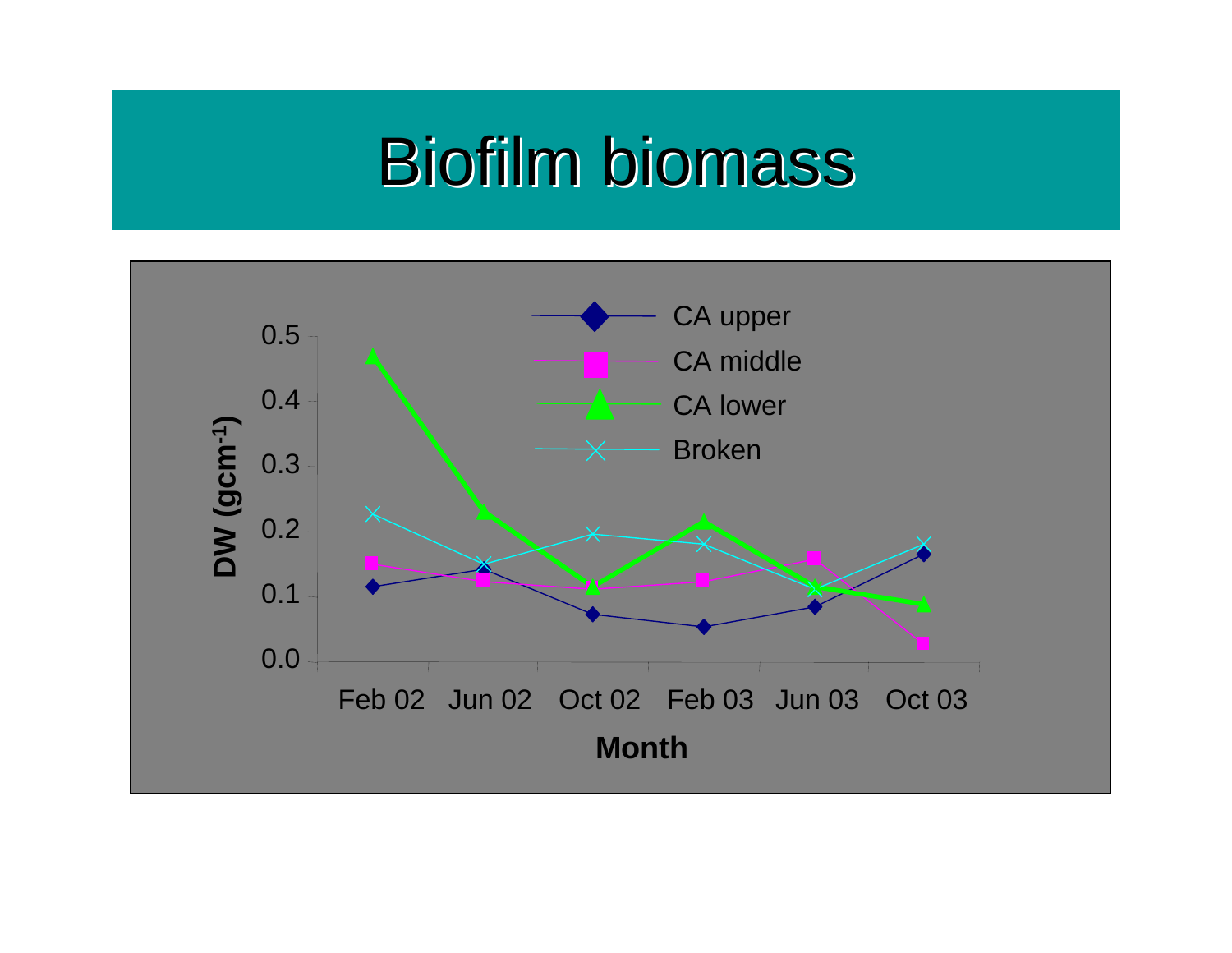# Biofilm biomass

CA upper
CA middle
CA lower
Broken

DW ($gcm^{-1}$)

0.5
0.4
0.3
0.2
0.1
0.0

Feb 02
Jun 02
Oct 02
Feb 03
Jun 03
Oct 03

Month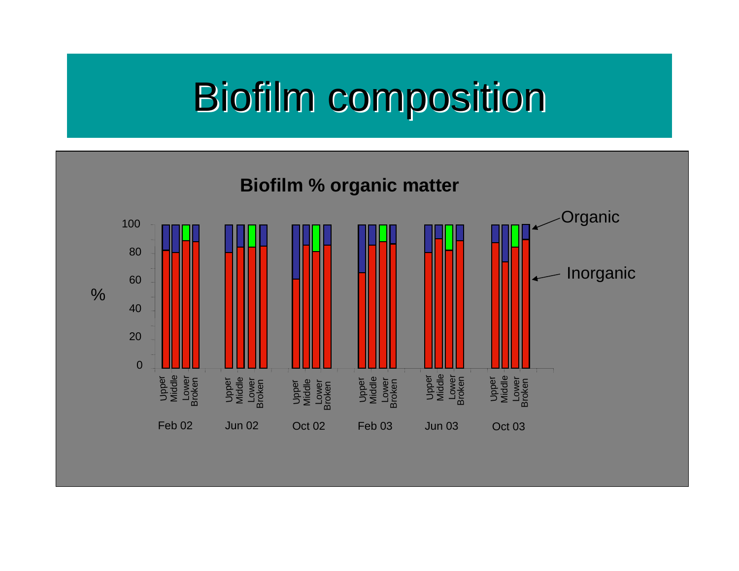# Biofilm composition

**Biofilm % organic matter**

100
80
60
40
20
0

%

Organic

Inorganic

Upper
Middle
Lower
Broken

Feb 02

Upper
Middle
Lower
Broken

Jun 02

Upper
Middle
Lower
Broken

Oct 02

Upper
Middle
Lower
Broken

Feb 03

Upper
Middle
Lower
Broken

Jun 03

Upper
Middle
Lower
Broken

Oct 03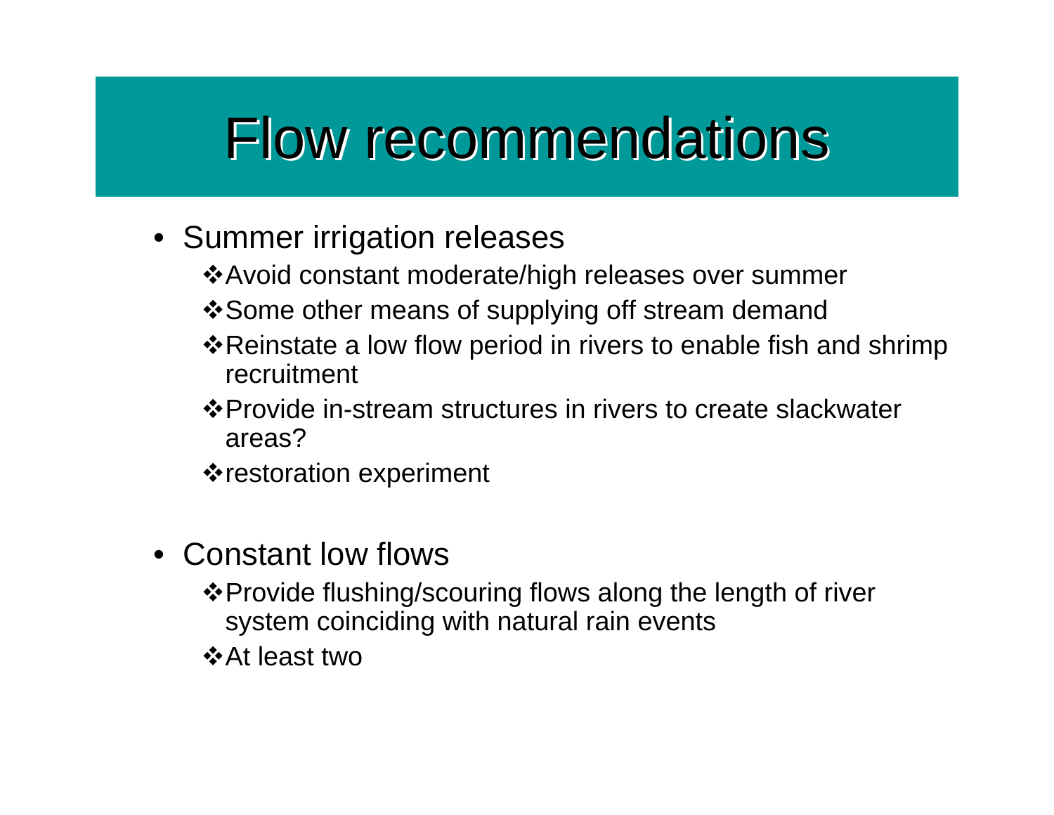# Flow recommendations

- Summer irrigation releases
  - ❖Avoid constant moderate/high releases over summer
  - ❖Some other means of supplying off stream demand
  - ❖Reinstate a low flow period in rivers to enable fish and shrimp recruitment
  - ❖Provide in-stream structures in rivers to create slackwater areas?
  - ❖restoration experiment

- Constant low flows
  - ❖Provide flushing/scouring flows along the length of river system coinciding with natural rain events
  - ❖At least two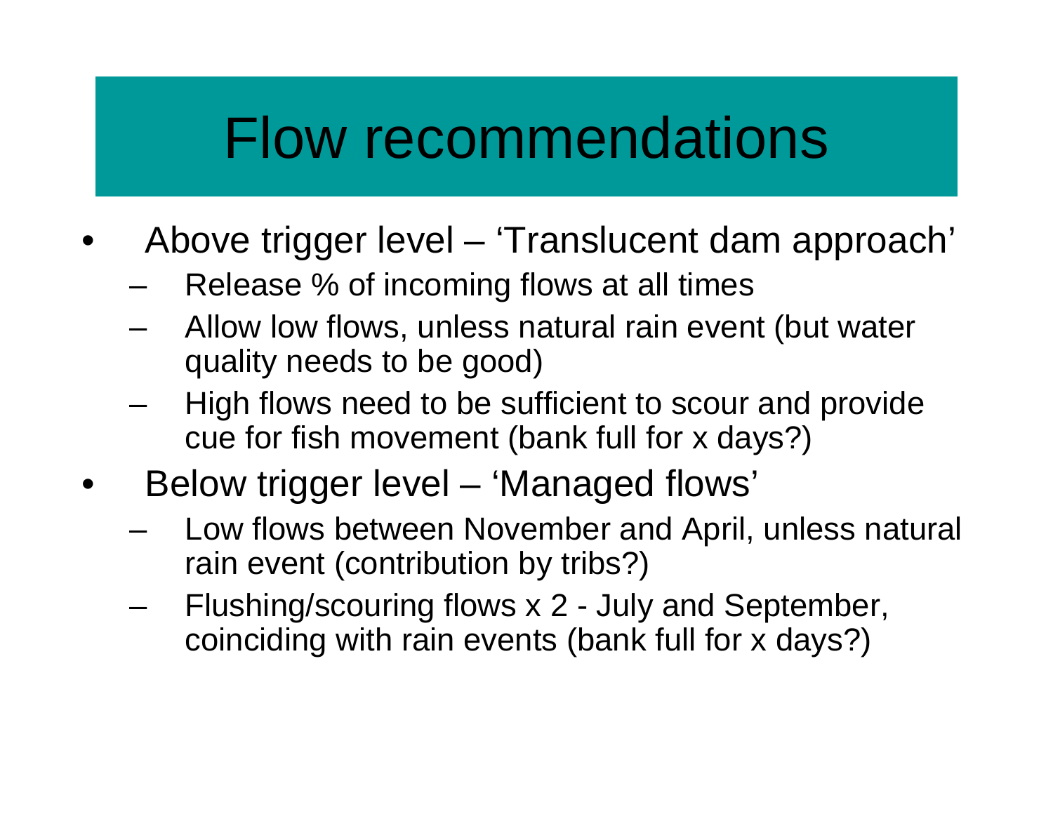# Flow recommendations

- Above trigger level – ‘Translucent dam approach’
  - Release % of incoming flows at all times
  - Allow low flows, unless natural rain event (but water quality needs to be good)
  - High flows need to be sufficient to scour and provide cue for fish movement (bank full for x days?)
- Below trigger level – ‘Managed flows’
  - Low flows between November and April, unless natural rain event (contribution by tribs?)
  - Flushing/scouring flows x 2 - July and September, coinciding with rain events (bank full for x days?)